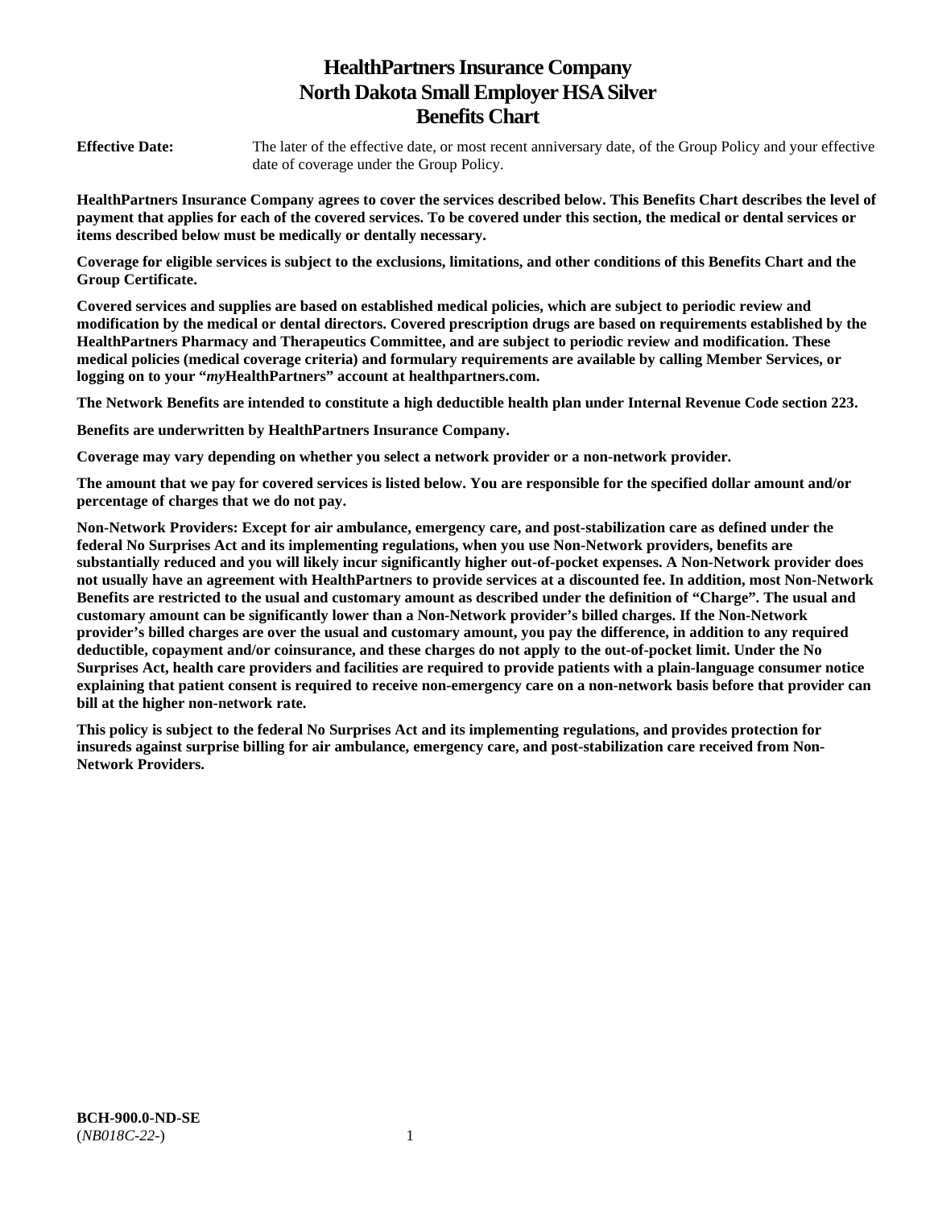# HealthPartners Insurance Company
# North Dakota Small Employer HSA Silver
# Benefits Chart

**Effective Date:** The later of the effective date, or most recent anniversary date, of the Group Policy and your effective date of coverage under the Group Policy.

**HealthPartners Insurance Company agrees to cover the services described below. This Benefits Chart describes the level of payment that applies for each of the covered services. To be covered under this section, the medical or dental services or items described below must be medically or dentally necessary.**

**Coverage for eligible services is subject to the exclusions, limitations, and other conditions of this Benefits Chart and the Group Certificate.**

**Covered services and supplies are based on established medical policies, which are subject to periodic review and modification by the medical or dental directors. Covered prescription drugs are based on requirements established by the HealthPartners Pharmacy and Therapeutics Committee, and are subject to periodic review and modification. These medical policies (medical coverage criteria) and formulary requirements are available by calling Member Services, or logging on to your "*my*HealthPartners" account at healthpartners.com.**

**The Network Benefits are intended to constitute a high deductible health plan under Internal Revenue Code section 223.**

**Benefits are underwritten by HealthPartners Insurance Company.**

**Coverage may vary depending on whether you select a network provider or a non-network provider.**

**The amount that we pay for covered services is listed below. You are responsible for the specified dollar amount and/or percentage of charges that we do not pay.**

**Non-Network Providers: Except for air ambulance, emergency care, and post-stabilization care as defined under the federal No Surprises Act and its implementing regulations, when you use Non-Network providers, benefits are substantially reduced and you will likely incur significantly higher out-of-pocket expenses. A Non-Network provider does not usually have an agreement with HealthPartners to provide services at a discounted fee. In addition, most Non-Network Benefits are restricted to the usual and customary amount as described under the definition of "Charge". The usual and customary amount can be significantly lower than a Non-Network provider's billed charges. If the Non-Network provider's billed charges are over the usual and customary amount, you pay the difference, in addition to any required deductible, copayment and/or coinsurance, and these charges do not apply to the out-of-pocket limit. Under the No Surprises Act, health care providers and facilities are required to provide patients with a plain-language consumer notice explaining that patient consent is required to receive non-emergency care on a non-network basis before that provider can bill at the higher non-network rate.**

**This policy is subject to the federal No Surprises Act and its implementing regulations, and provides protection for insureds against surprise billing for air ambulance, emergency care, and post-stabilization care received from Non-Network Providers.**

**BCH-900.0-ND-SE**
(*NB018C-22-*)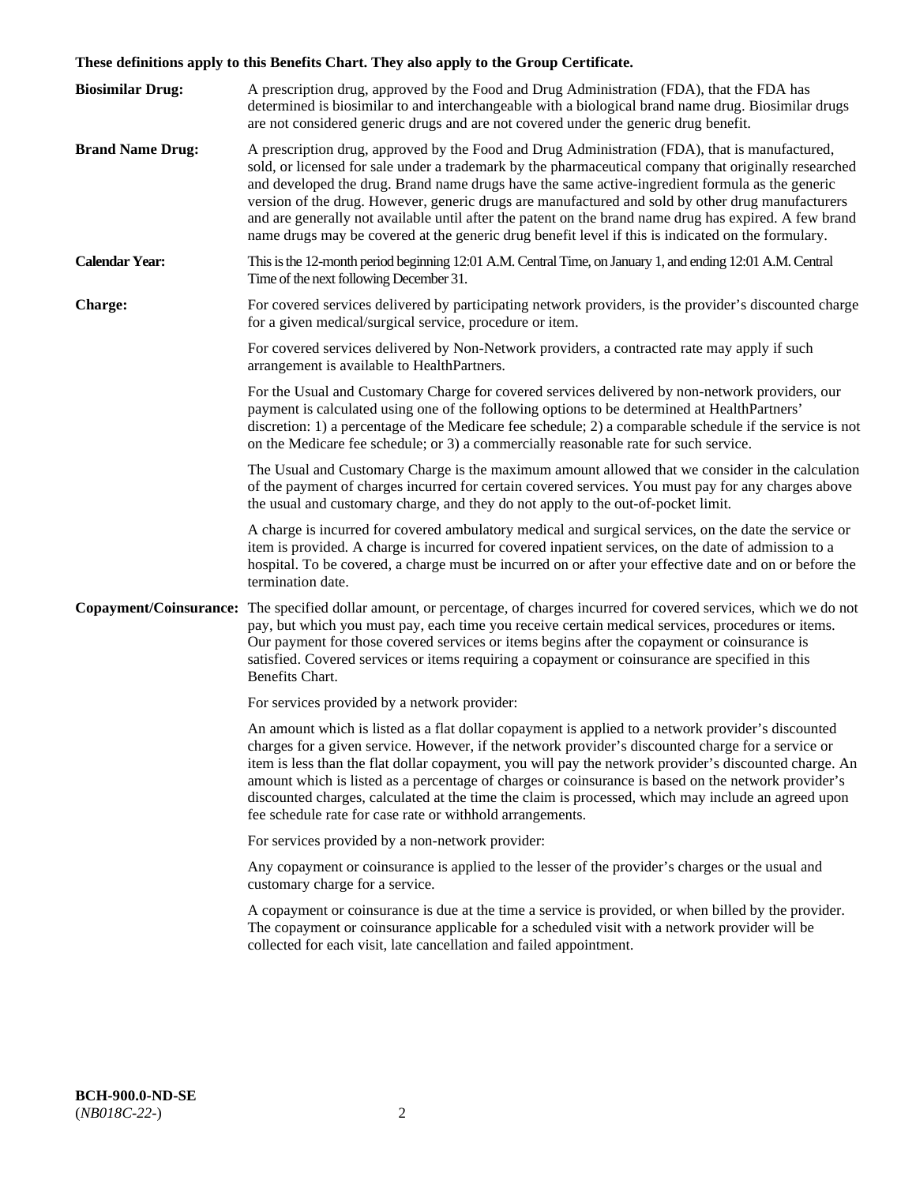**These definitions apply to this Benefits Chart. They also apply to the Group Certificate.**

**Biosimilar Drug:** A prescription drug, approved by the Food and Drug Administration (FDA), that the FDA has determined is biosimilar to and interchangeable with a biological brand name drug. Biosimilar drugs are not considered generic drugs and are not covered under the generic drug benefit.

**Brand Name Drug:** A prescription drug, approved by the Food and Drug Administration (FDA), that is manufactured, sold, or licensed for sale under a trademark by the pharmaceutical company that originally researched and developed the drug. Brand name drugs have the same active-ingredient formula as the generic version of the drug. However, generic drugs are manufactured and sold by other drug manufacturers and are generally not available until after the patent on the brand name drug has expired. A few brand name drugs may be covered at the generic drug benefit level if this is indicated on the formulary.

**Calendar Year:** This is the 12-month period beginning 12:01 A.M. Central Time, on January 1, and ending 12:01 A.M. Central Time of the next following December 31.

**Charge:** For covered services delivered by participating network providers, is the provider's discounted charge for a given medical/surgical service, procedure or item.

For covered services delivered by Non-Network providers, a contracted rate may apply if such arrangement is available to HealthPartners.

For the Usual and Customary Charge for covered services delivered by non-network providers, our payment is calculated using one of the following options to be determined at HealthPartners' discretion: 1) a percentage of the Medicare fee schedule; 2) a comparable schedule if the service is not on the Medicare fee schedule; or 3) a commercially reasonable rate for such service.

The Usual and Customary Charge is the maximum amount allowed that we consider in the calculation of the payment of charges incurred for certain covered services. You must pay for any charges above the usual and customary charge, and they do not apply to the out-of-pocket limit.

A charge is incurred for covered ambulatory medical and surgical services, on the date the service or item is provided. A charge is incurred for covered inpatient services, on the date of admission to a hospital. To be covered, a charge must be incurred on or after your effective date and on or before the termination date.

**Copayment/Coinsurance:** The specified dollar amount, or percentage, of charges incurred for covered services, which we do not pay, but which you must pay, each time you receive certain medical services, procedures or items. Our payment for those covered services or items begins after the copayment or coinsurance is satisfied. Covered services or items requiring a copayment or coinsurance are specified in this Benefits Chart.

For services provided by a network provider:

An amount which is listed as a flat dollar copayment is applied to a network provider's discounted charges for a given service. However, if the network provider's discounted charge for a service or item is less than the flat dollar copayment, you will pay the network provider's discounted charge. An amount which is listed as a percentage of charges or coinsurance is based on the network provider's discounted charges, calculated at the time the claim is processed, which may include an agreed upon fee schedule rate for case rate or withhold arrangements.

For services provided by a non-network provider:

Any copayment or coinsurance is applied to the lesser of the provider's charges or the usual and customary charge for a service.

A copayment or coinsurance is due at the time a service is provided, or when billed by the provider. The copayment or coinsurance applicable for a scheduled visit with a network provider will be collected for each visit, late cancellation and failed appointment.

**BCH-900.0-ND-SE**
(*NB018C-22-*)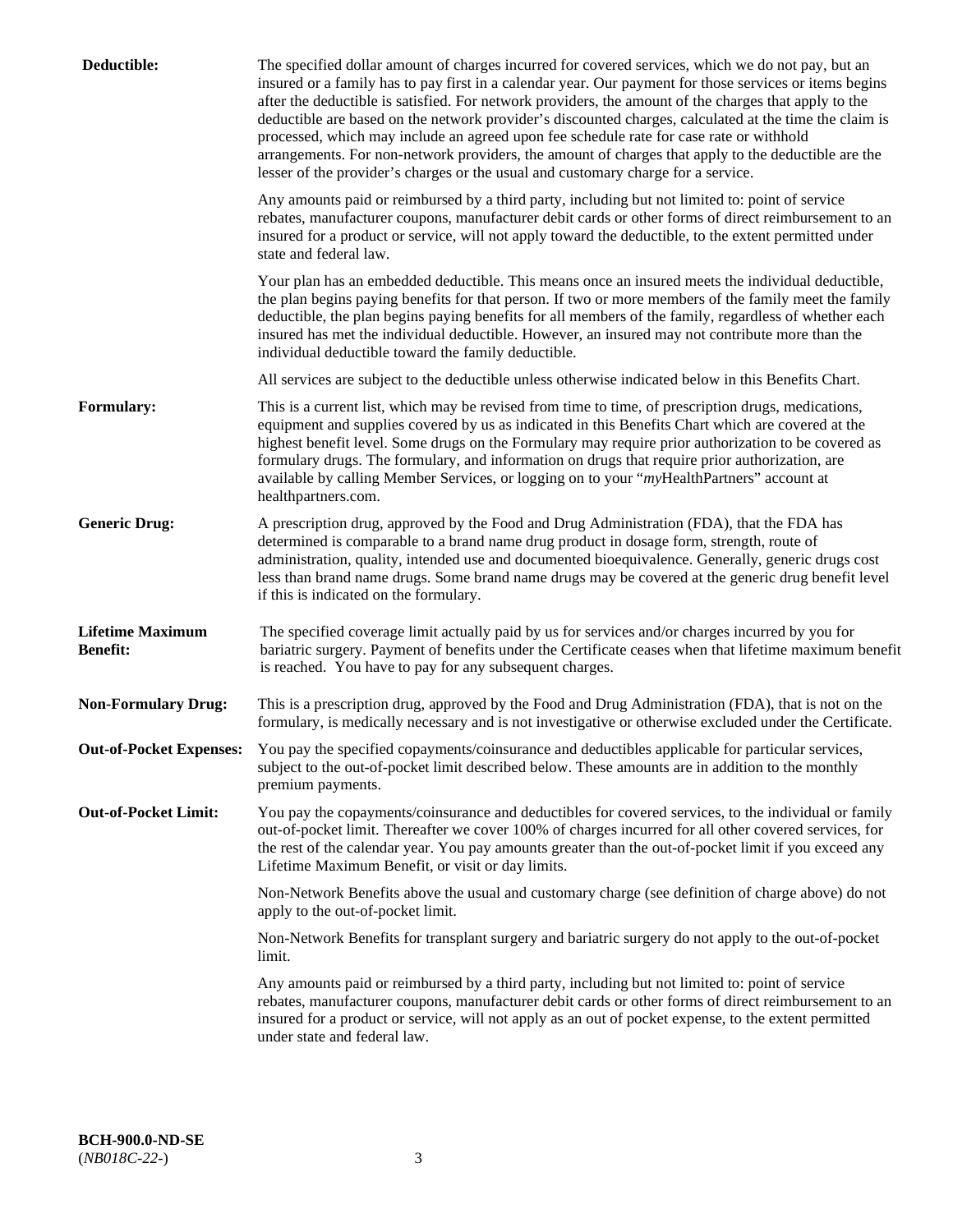| | |
|---|---|
| **Deductible:** | The specified dollar amount of charges incurred for covered services, which we do not pay, but an insured or a family has to pay first in a calendar year. Our payment for those services or items begins after the deductible is satisfied. For network providers, the amount of the charges that apply to the deductible are based on the network provider's discounted charges, calculated at the time the claim is processed, which may include an agreed upon fee schedule rate for case rate or withhold arrangements. For non-network providers, the amount of charges that apply to the deductible are the lesser of the provider's charges or the usual and customary charge for a service.<br><br>Any amounts paid or reimbursed by a third party, including but not limited to: point of service rebates, manufacturer coupons, manufacturer debit cards or other forms of direct reimbursement to an insured for a product or service, will not apply toward the deductible, to the extent permitted under state and federal law.<br><br>Your plan has an embedded deductible. This means once an insured meets the individual deductible, the plan begins paying benefits for that person. If two or more members of the family meet the family deductible, the plan begins paying benefits for all members of the family, regardless of whether each insured has met the individual deductible. However, an insured may not contribute more than the individual deductible toward the family deductible.<br><br>All services are subject to the deductible unless otherwise indicated below in this Benefits Chart. |
| **Formulary:** | This is a current list, which may be revised from time to time, of prescription drugs, medications, equipment and supplies covered by us as indicated in this Benefits Chart which are covered at the highest benefit level. Some drugs on the Formulary may require prior authorization to be covered as formulary drugs. The formulary, and information on drugs that require prior authorization, are available by calling Member Services, or logging on to your "*my*HealthPartners" account at healthpartners.com. |
| **Generic Drug:** | A prescription drug, approved by the Food and Drug Administration (FDA), that the FDA has determined is comparable to a brand name drug product in dosage form, strength, route of administration, quality, intended use and documented bioequivalence. Generally, generic drugs cost less than brand name drugs. Some brand name drugs may be covered at the generic drug benefit level if this is indicated on the formulary. |
| **Lifetime Maximum Benefit:** | The specified coverage limit actually paid by us for services and/or charges incurred by you for bariatric surgery. Payment of benefits under the Certificate ceases when that lifetime maximum benefit is reached. You have to pay for any subsequent charges. |
| **Non-Formulary Drug:** | This is a prescription drug, approved by the Food and Drug Administration (FDA), that is not on the formulary, is medically necessary and is not investigative or otherwise excluded under the Certificate. |
| **Out-of-Pocket Expenses:** | You pay the specified copayments/coinsurance and deductibles applicable for particular services, subject to the out-of-pocket limit described below. These amounts are in addition to the monthly premium payments. |
| **Out-of-Pocket Limit:** | You pay the copayments/coinsurance and deductibles for covered services, to the individual or family out-of-pocket limit. Thereafter we cover 100% of charges incurred for all other covered services, for the rest of the calendar year. You pay amounts greater than the out-of-pocket limit if you exceed any Lifetime Maximum Benefit, or visit or day limits.<br><br>Non-Network Benefits above the usual and customary charge (see definition of charge above) do not apply to the out-of-pocket limit.<br><br>Non-Network Benefits for transplant surgery and bariatric surgery do not apply to the out-of-pocket limit.<br><br>Any amounts paid or reimbursed by a third party, including but not limited to: point of service rebates, manufacturer coupons, manufacturer debit cards or other forms of direct reimbursement to an insured for a product or service, will not apply as an out of pocket expense, to the extent permitted under state and federal law. |

**BCH-900.0-ND-SE**
(*NB018C-22-*)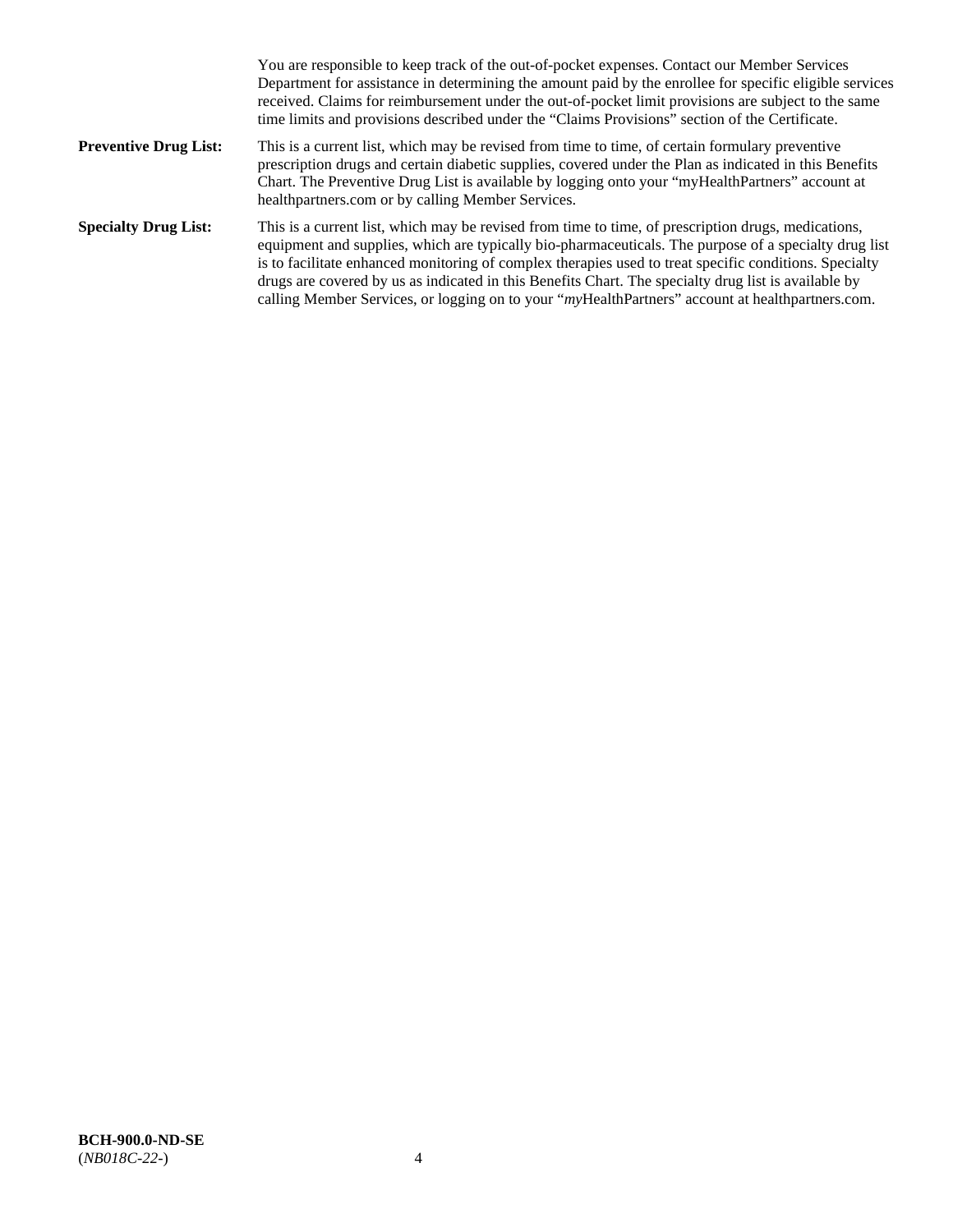You are responsible to keep track of the out-of-pocket expenses. Contact our Member Services Department for assistance in determining the amount paid by the enrollee for specific eligible services received. Claims for reimbursement under the out-of-pocket limit provisions are subject to the same time limits and provisions described under the "Claims Provisions" section of the Certificate.

**Preventive Drug List:** This is a current list, which may be revised from time to time, of certain formulary preventive prescription drugs and certain diabetic supplies, covered under the Plan as indicated in this Benefits Chart. The Preventive Drug List is available by logging onto your "myHealthPartners" account at healthpartners.com or by calling Member Services.

**Specialty Drug List:** This is a current list, which may be revised from time to time, of prescription drugs, medications, equipment and supplies, which are typically bio-pharmaceuticals. The purpose of a specialty drug list is to facilitate enhanced monitoring of complex therapies used to treat specific conditions. Specialty drugs are covered by us as indicated in this Benefits Chart. The specialty drug list is available by calling Member Services, or logging on to your "*my*HealthPartners" account at healthpartners.com.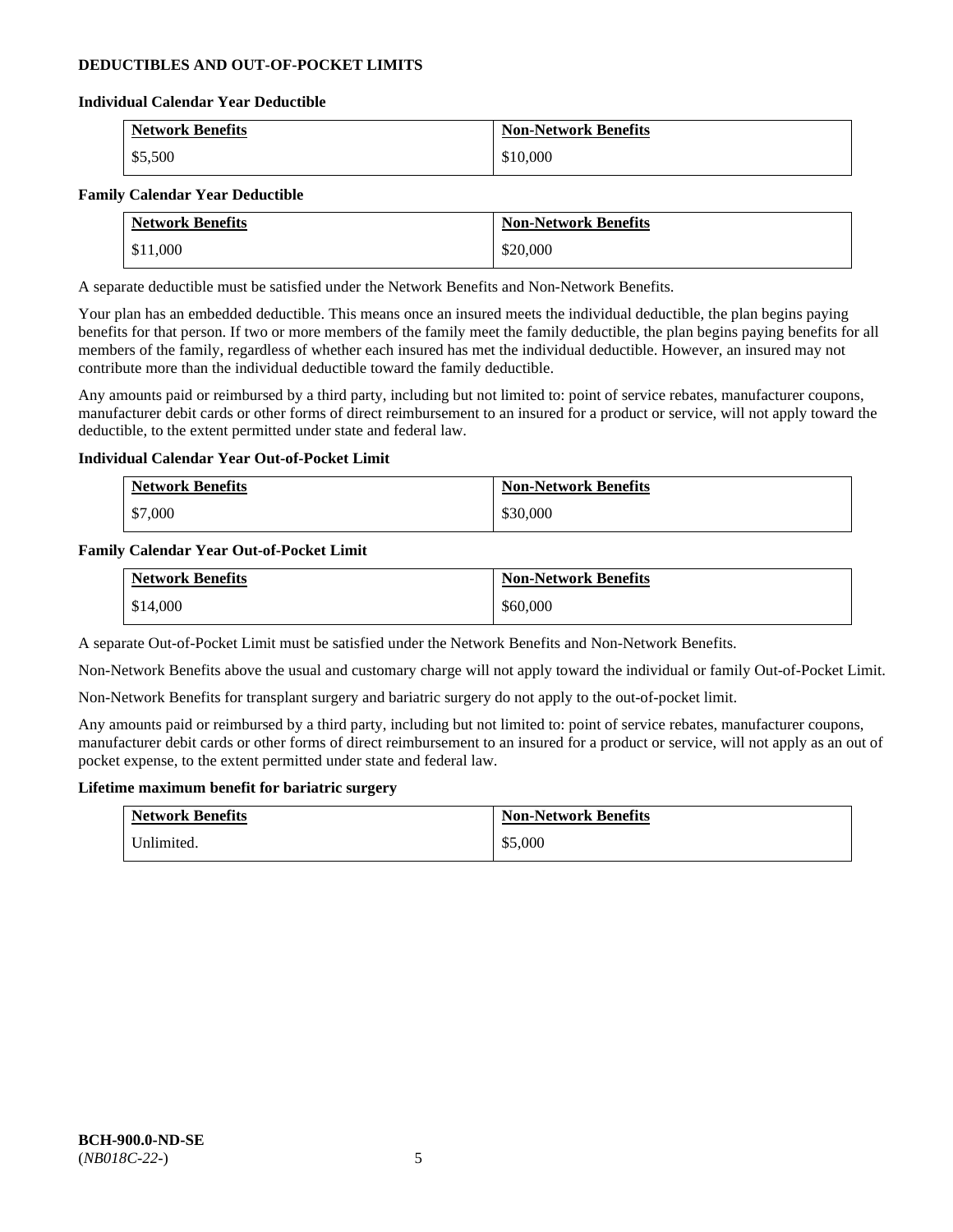## DEDUCTIBLES AND OUT-OF-POCKET LIMITS

### Individual Calendar Year Deductible

| Network Benefits | Non-Network Benefits |
|---|---|
| $5,500 | $10,000 |

### Family Calendar Year Deductible

| Network Benefits | Non-Network Benefits |
|---|---|
| $11,000 | $20,000 |

A separate deductible must be satisfied under the Network Benefits and Non-Network Benefits.

Your plan has an embedded deductible. This means once an insured meets the individual deductible, the plan begins paying benefits for that person. If two or more members of the family meet the family deductible, the plan begins paying benefits for all members of the family, regardless of whether each insured has met the individual deductible. However, an insured may not contribute more than the individual deductible toward the family deductible.

Any amounts paid or reimbursed by a third party, including but not limited to: point of service rebates, manufacturer coupons, manufacturer debit cards or other forms of direct reimbursement to an insured for a product or service, will not apply toward the deductible, to the extent permitted under state and federal law.

### Individual Calendar Year Out-of-Pocket Limit

| Network Benefits | Non-Network Benefits |
|---|---|
| $7,000 | $30,000 |

### Family Calendar Year Out-of-Pocket Limit

| Network Benefits | Non-Network Benefits |
|---|---|
| $14,000 | $60,000 |

A separate Out-of-Pocket Limit must be satisfied under the Network Benefits and Non-Network Benefits.

Non-Network Benefits above the usual and customary charge will not apply toward the individual or family Out-of-Pocket Limit.

Non-Network Benefits for transplant surgery and bariatric surgery do not apply to the out-of-pocket limit.

Any amounts paid or reimbursed by a third party, including but not limited to: point of service rebates, manufacturer coupons, manufacturer debit cards or other forms of direct reimbursement to an insured for a product or service, will not apply as an out of pocket expense, to the extent permitted under state and federal law.

### Lifetime maximum benefit for bariatric surgery

| Network Benefits | Non-Network Benefits |
|---|---|
| Unlimited. | $5,000 |

**BCH-900.0-ND-SE**
(*NB018C-22-*)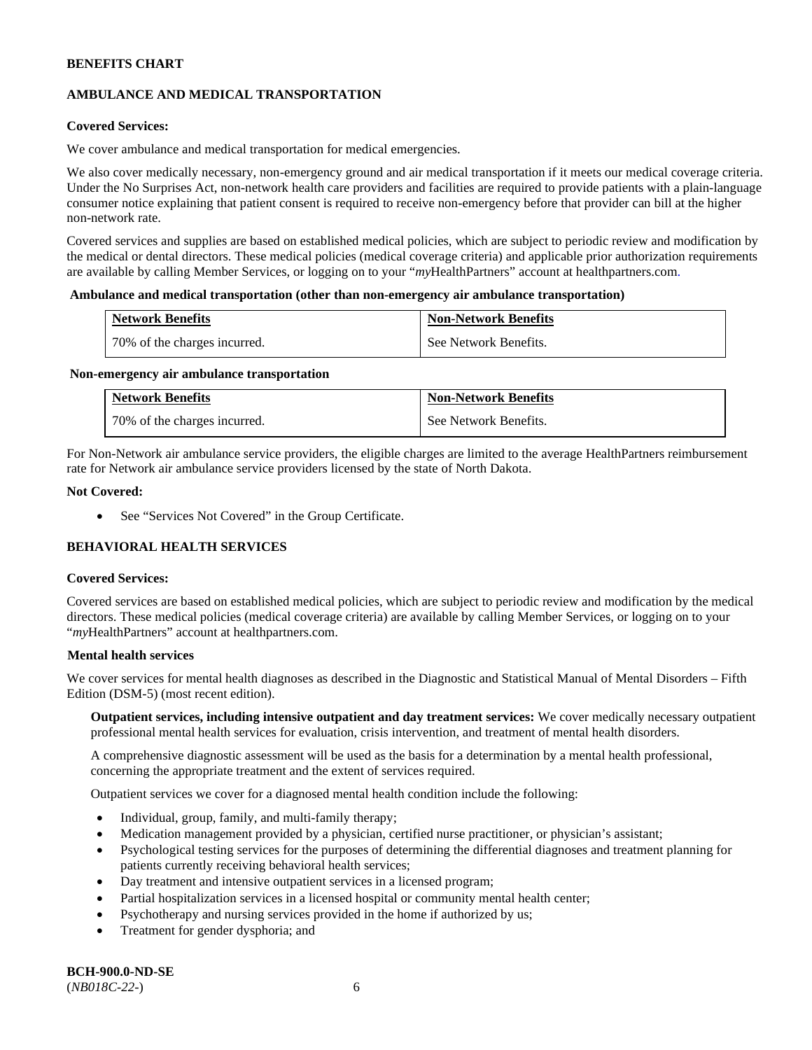**BENEFITS CHART**

## AMBULANCE AND MEDICAL TRANSPORTATION

**Covered Services:**

We cover ambulance and medical transportation for medical emergencies.

We also cover medically necessary, non-emergency ground and air medical transportation if it meets our medical coverage criteria. Under the No Surprises Act, non-network health care providers and facilities are required to provide patients with a plain-language consumer notice explaining that patient consent is required to receive non-emergency before that provider can bill at the higher non-network rate.

Covered services and supplies are based on established medical policies, which are subject to periodic review and modification by the medical or dental directors. These medical policies (medical coverage criteria) and applicable prior authorization requirements are available by calling Member Services, or logging on to your "*my*HealthPartners" account at healthpartners.com.

**Ambulance and medical transportation (other than non-emergency air ambulance transportation)**

| Network Benefits | Non-Network Benefits |
|---|---|
| 70% of the charges incurred. | See Network Benefits. |

**Non-emergency air ambulance transportation**

| Network Benefits | Non-Network Benefits |
|---|---|
| 70% of the charges incurred. | See Network Benefits. |

For Non-Network air ambulance service providers, the eligible charges are limited to the average HealthPartners reimbursement rate for Network air ambulance service providers licensed by the state of North Dakota.

**Not Covered:**

- See "Services Not Covered" in the Group Certificate.

## BEHAVIORAL HEALTH SERVICES

**Covered Services:**

Covered services are based on established medical policies, which are subject to periodic review and modification by the medical directors. These medical policies (medical coverage criteria) are available by calling Member Services, or logging on to your "*my*HealthPartners" account at healthpartners.com.

**Mental health services**

We cover services for mental health diagnoses as described in the Diagnostic and Statistical Manual of Mental Disorders – Fifth Edition (DSM-5) (most recent edition).

**Outpatient services, including intensive outpatient and day treatment services:** We cover medically necessary outpatient professional mental health services for evaluation, crisis intervention, and treatment of mental health disorders.

A comprehensive diagnostic assessment will be used as the basis for a determination by a mental health professional, concerning the appropriate treatment and the extent of services required.

Outpatient services we cover for a diagnosed mental health condition include the following:

- Individual, group, family, and multi-family therapy;
- Medication management provided by a physician, certified nurse practitioner, or physician's assistant;
- Psychological testing services for the purposes of determining the differential diagnoses and treatment planning for patients currently receiving behavioral health services;
- Day treatment and intensive outpatient services in a licensed program;
- Partial hospitalization services in a licensed hospital or community mental health center;
- Psychotherapy and nursing services provided in the home if authorized by us;
- Treatment for gender dysphoria; and

**BCH-900.0-ND-SE**
(*NB018C-22-*)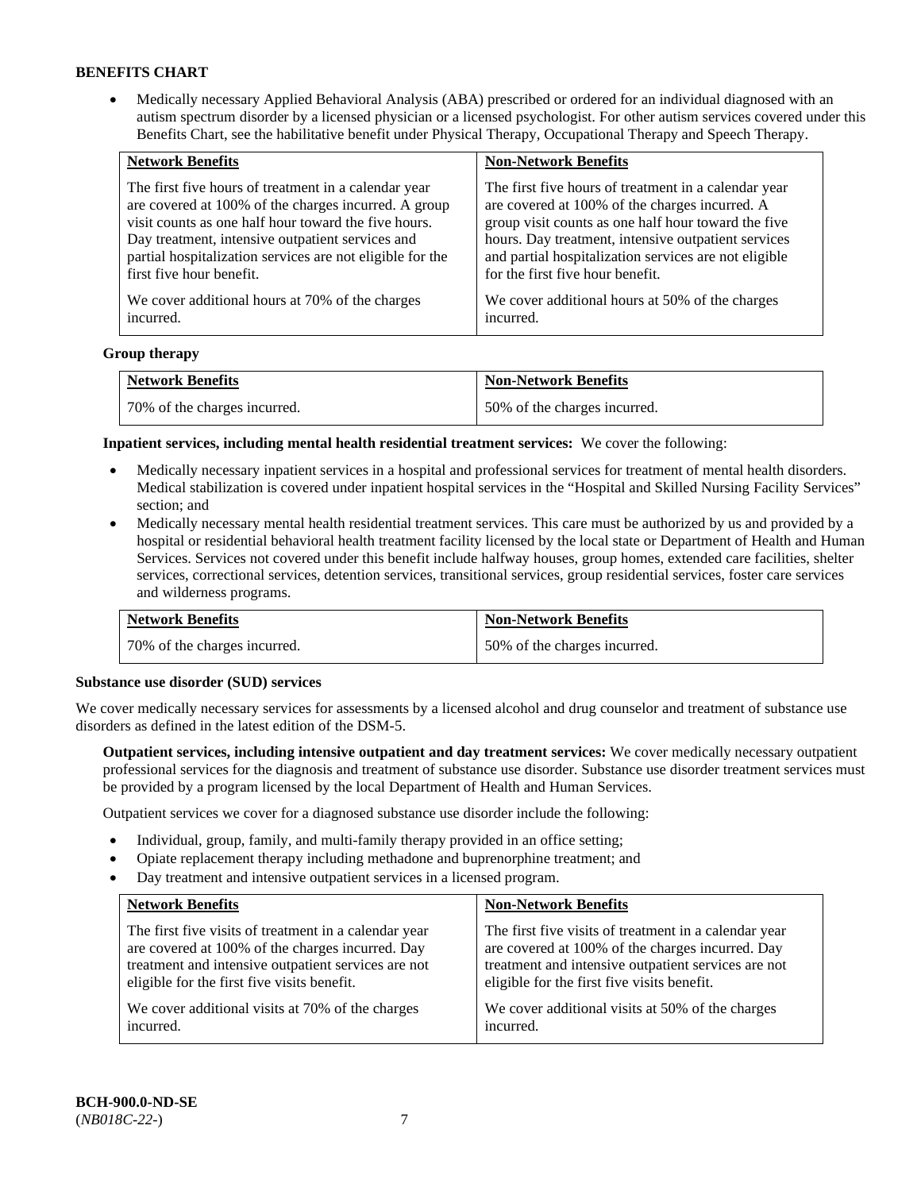**BENEFITS CHART**

- Medically necessary Applied Behavioral Analysis (ABA) prescribed or ordered for an individual diagnosed with an autism spectrum disorder by a licensed physician or a licensed psychologist. For other autism services covered under this Benefits Chart, see the habilitative benefit under Physical Therapy, Occupational Therapy and Speech Therapy.

| Network Benefits | Non-Network Benefits |
|---|---|
| The first five hours of treatment in a calendar year are covered at 100% of the charges incurred. A group visit counts as one half hour toward the five hours. Day treatment, intensive outpatient services and partial hospitalization services are not eligible for the first five hour benefit.<br><br>We cover additional hours at 70% of the charges incurred. | The first five hours of treatment in a calendar year are covered at 100% of the charges incurred. A group visit counts as one half hour toward the five hours. Day treatment, intensive outpatient services and partial hospitalization services are not eligible for the first five hour benefit.<br><br>We cover additional hours at 50% of the charges incurred. |

**Group therapy**

| Network Benefits | Non-Network Benefits |
|---|---|
| 70% of the charges incurred. | 50% of the charges incurred. |

**Inpatient services, including mental health residential treatment services:** We cover the following:

- Medically necessary inpatient services in a hospital and professional services for treatment of mental health disorders. Medical stabilization is covered under inpatient hospital services in the "Hospital and Skilled Nursing Facility Services" section; and
- Medically necessary mental health residential treatment services. This care must be authorized by us and provided by a hospital or residential behavioral health treatment facility licensed by the local state or Department of Health and Human Services. Services not covered under this benefit include halfway houses, group homes, extended care facilities, shelter services, correctional services, detention services, transitional services, group residential services, foster care services and wilderness programs.

| Network Benefits | Non-Network Benefits |
|---|---|
| 70% of the charges incurred. | 50% of the charges incurred. |

**Substance use disorder (SUD) services**

We cover medically necessary services for assessments by a licensed alcohol and drug counselor and treatment of substance use disorders as defined in the latest edition of the DSM-5.

**Outpatient services, including intensive outpatient and day treatment services:** We cover medically necessary outpatient professional services for the diagnosis and treatment of substance use disorder. Substance use disorder treatment services must be provided by a program licensed by the local Department of Health and Human Services.

Outpatient services we cover for a diagnosed substance use disorder include the following:

- Individual, group, family, and multi-family therapy provided in an office setting;
- Opiate replacement therapy including methadone and buprenorphine treatment; and
- Day treatment and intensive outpatient services in a licensed program.

| Network Benefits | Non-Network Benefits |
|---|---|
| The first five visits of treatment in a calendar year are covered at 100% of the charges incurred. Day treatment and intensive outpatient services are not eligible for the first five visits benefit.<br><br>We cover additional visits at 70% of the charges incurred. | The first five visits of treatment in a calendar year are covered at 100% of the charges incurred. Day treatment and intensive outpatient services are not eligible for the first five visits benefit.<br><br>We cover additional visits at 50% of the charges incurred. |

**BCH-900.0-ND-SE**
(*NB018C-22-*)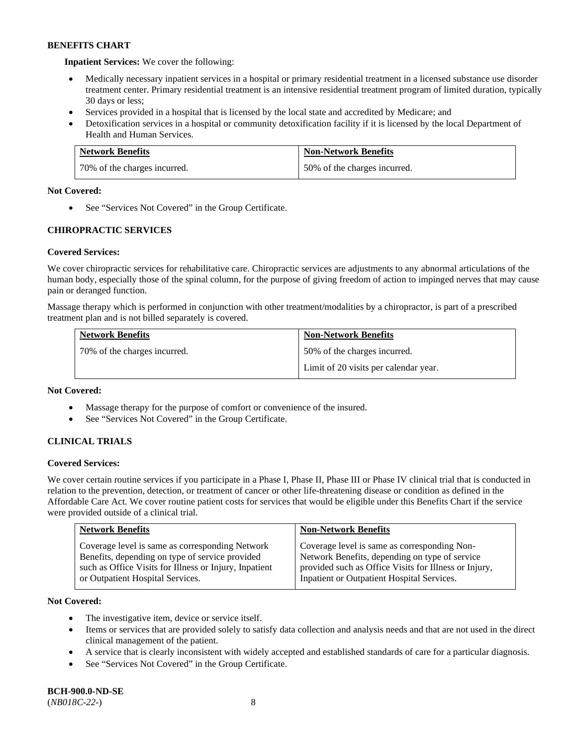**BENEFITS CHART**

**Inpatient Services:** We cover the following:

- Medically necessary inpatient services in a hospital or primary residential treatment in a licensed substance use disorder treatment center. Primary residential treatment is an intensive residential treatment program of limited duration, typically 30 days or less;
- Services provided in a hospital that is licensed by the local state and accredited by Medicare; and
- Detoxification services in a hospital or community detoxification facility if it is licensed by the local Department of Health and Human Services.

| Network Benefits | Non-Network Benefits |
|---|---|
| 70% of the charges incurred. | 50% of the charges incurred. |

**Not Covered:**

- See "Services Not Covered" in the Group Certificate.

### CHIROPRACTIC SERVICES

**Covered Services:**

We cover chiropractic services for rehabilitative care. Chiropractic services are adjustments to any abnormal articulations of the human body, especially those of the spinal column, for the purpose of giving freedom of action to impinged nerves that may cause pain or deranged function.

Massage therapy which is performed in conjunction with other treatment/modalities by a chiropractor, is part of a prescribed treatment plan and is not billed separately is covered.

| Network Benefits | Non-Network Benefits |
|---|---|
| 70% of the charges incurred. | 50% of the charges incurred.<br>Limit of 20 visits per calendar year. |

**Not Covered:**

- Massage therapy for the purpose of comfort or convenience of the insured.
- See "Services Not Covered" in the Group Certificate.

### CLINICAL TRIALS

**Covered Services:**

We cover certain routine services if you participate in a Phase I, Phase II, Phase III or Phase IV clinical trial that is conducted in relation to the prevention, detection, or treatment of cancer or other life-threatening disease or condition as defined in the Affordable Care Act. We cover routine patient costs for services that would be eligible under this Benefits Chart if the service were provided outside of a clinical trial.

| Network Benefits | Non-Network Benefits |
|---|---|
| Coverage level is same as corresponding Network Benefits, depending on type of service provided such as Office Visits for Illness or Injury, Inpatient or Outpatient Hospital Services. | Coverage level is same as corresponding Non-Network Benefits, depending on type of service provided such as Office Visits for Illness or Injury, Inpatient or Outpatient Hospital Services. |

**Not Covered:**

- The investigative item, device or service itself.
- Items or services that are provided solely to satisfy data collection and analysis needs and that are not used in the direct clinical management of the patient.
- A service that is clearly inconsistent with widely accepted and established standards of care for a particular diagnosis.
- See "Services Not Covered" in the Group Certificate.

**BCH-900.0-ND-SE**
(*NB018C-22-*)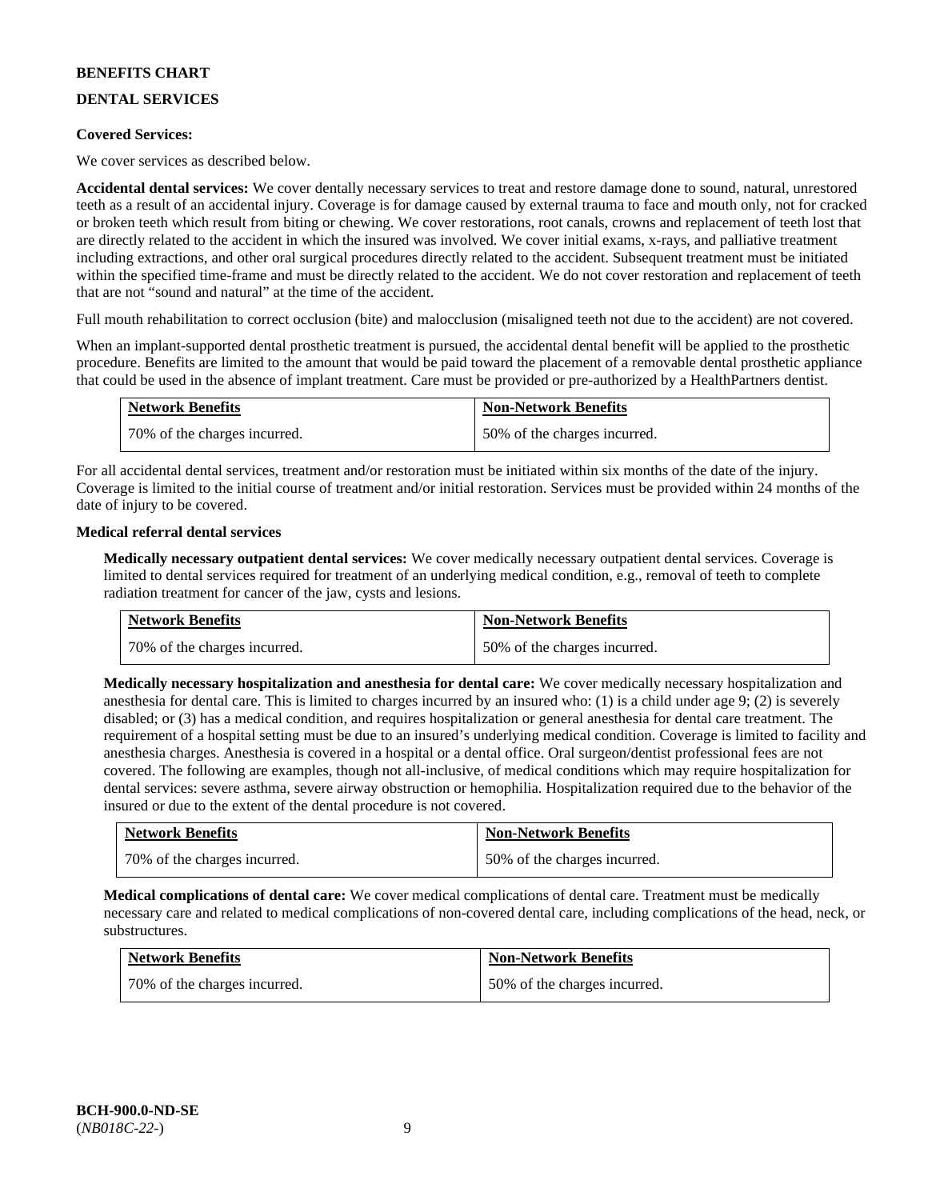**BENEFITS CHART**

**DENTAL SERVICES**

**Covered Services:**

We cover services as described below.

**Accidental dental services:** We cover dentally necessary services to treat and restore damage done to sound, natural, unrestored teeth as a result of an accidental injury. Coverage is for damage caused by external trauma to face and mouth only, not for cracked or broken teeth which result from biting or chewing. We cover restorations, root canals, crowns and replacement of teeth lost that are directly related to the accident in which the insured was involved. We cover initial exams, x-rays, and palliative treatment including extractions, and other oral surgical procedures directly related to the accident. Subsequent treatment must be initiated within the specified time-frame and must be directly related to the accident. We do not cover restoration and replacement of teeth that are not "sound and natural" at the time of the accident.

Full mouth rehabilitation to correct occlusion (bite) and malocclusion (misaligned teeth not due to the accident) are not covered.

When an implant-supported dental prosthetic treatment is pursued, the accidental dental benefit will be applied to the prosthetic procedure. Benefits are limited to the amount that would be paid toward the placement of a removable dental prosthetic appliance that could be used in the absence of implant treatment. Care must be provided or pre-authorized by a HealthPartners dentist.

| Network Benefits | Non-Network Benefits |
|---|---|
| 70% of the charges incurred. | 50% of the charges incurred. |

For all accidental dental services, treatment and/or restoration must be initiated within six months of the date of the injury. Coverage is limited to the initial course of treatment and/or initial restoration. Services must be provided within 24 months of the date of injury to be covered.

**Medical referral dental services**

**Medically necessary outpatient dental services:** We cover medically necessary outpatient dental services. Coverage is limited to dental services required for treatment of an underlying medical condition, e.g., removal of teeth to complete radiation treatment for cancer of the jaw, cysts and lesions.

| Network Benefits | Non-Network Benefits |
|---|---|
| 70% of the charges incurred. | 50% of the charges incurred. |

**Medically necessary hospitalization and anesthesia for dental care:** We cover medically necessary hospitalization and anesthesia for dental care. This is limited to charges incurred by an insured who: (1) is a child under age 9; (2) is severely disabled; or (3) has a medical condition, and requires hospitalization or general anesthesia for dental care treatment. The requirement of a hospital setting must be due to an insured's underlying medical condition. Coverage is limited to facility and anesthesia charges. Anesthesia is covered in a hospital or a dental office. Oral surgeon/dentist professional fees are not covered. The following are examples, though not all-inclusive, of medical conditions which may require hospitalization for dental services: severe asthma, severe airway obstruction or hemophilia. Hospitalization required due to the behavior of the insured or due to the extent of the dental procedure is not covered.

| Network Benefits | Non-Network Benefits |
|---|---|
| 70% of the charges incurred. | 50% of the charges incurred. |

**Medical complications of dental care:** We cover medical complications of dental care. Treatment must be medically necessary care and related to medical complications of non-covered dental care, including complications of the head, neck, or substructures.

| Network Benefits | Non-Network Benefits |
|---|---|
| 70% of the charges incurred. | 50% of the charges incurred. |

**BCH-900.0-ND-SE**
(*NB018C-22-*)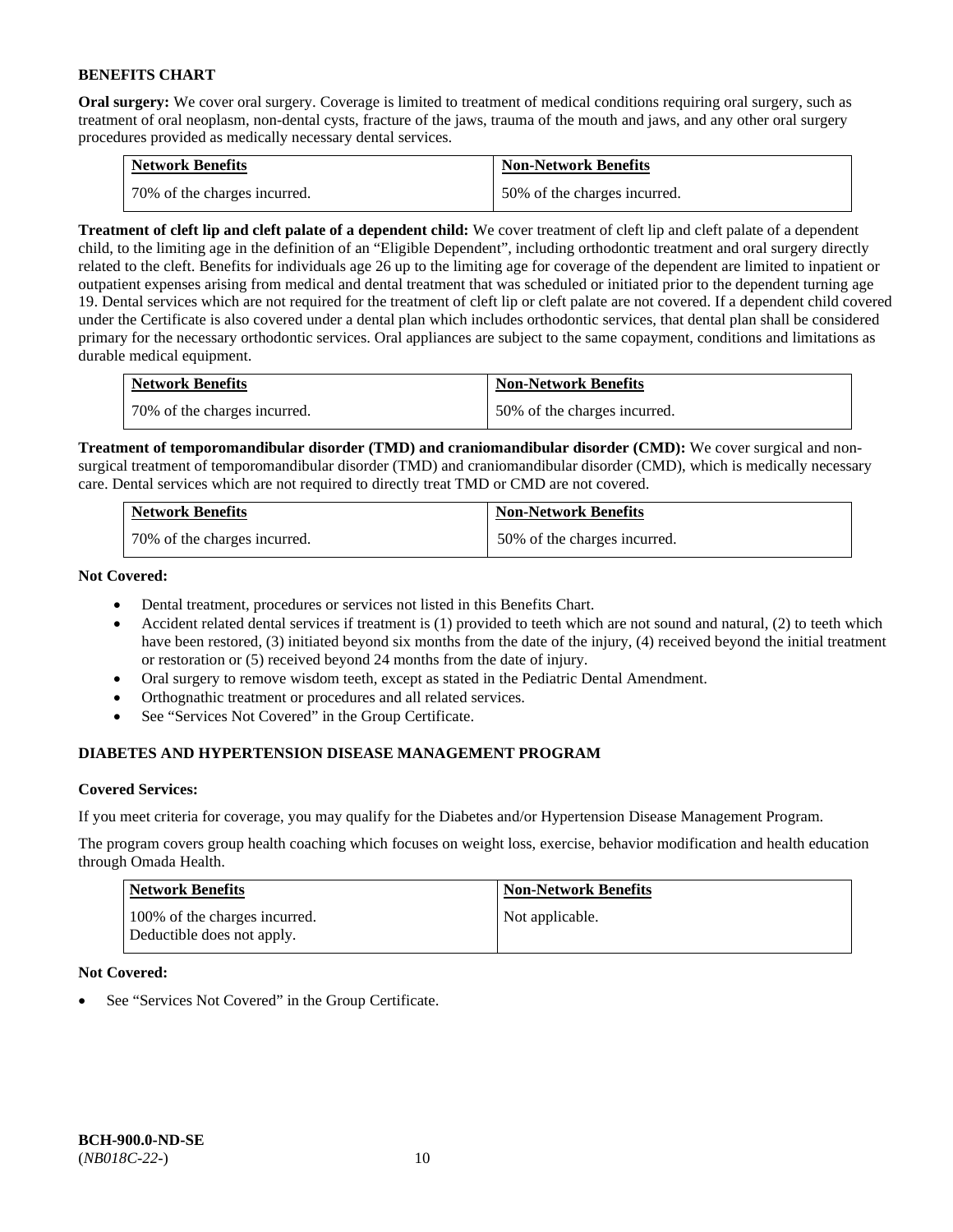## BENEFITS CHART

**Oral surgery:** We cover oral surgery. Coverage is limited to treatment of medical conditions requiring oral surgery, such as treatment of oral neoplasm, non-dental cysts, fracture of the jaws, trauma of the mouth and jaws, and any other oral surgery procedures provided as medically necessary dental services.

| Network Benefits | Non-Network Benefits |
|---|---|
| 70% of the charges incurred. | 50% of the charges incurred. |

**Treatment of cleft lip and cleft palate of a dependent child:** We cover treatment of cleft lip and cleft palate of a dependent child, to the limiting age in the definition of an "Eligible Dependent", including orthodontic treatment and oral surgery directly related to the cleft. Benefits for individuals age 26 up to the limiting age for coverage of the dependent are limited to inpatient or outpatient expenses arising from medical and dental treatment that was scheduled or initiated prior to the dependent turning age 19. Dental services which are not required for the treatment of cleft lip or cleft palate are not covered. If a dependent child covered under the Certificate is also covered under a dental plan which includes orthodontic services, that dental plan shall be considered primary for the necessary orthodontic services. Oral appliances are subject to the same copayment, conditions and limitations as durable medical equipment.

| Network Benefits | Non-Network Benefits |
|---|---|
| 70% of the charges incurred. | 50% of the charges incurred. |

**Treatment of temporomandibular disorder (TMD) and craniomandibular disorder (CMD):** We cover surgical and non-surgical treatment of temporomandibular disorder (TMD) and craniomandibular disorder (CMD), which is medically necessary care. Dental services which are not required to directly treat TMD or CMD are not covered.

| Network Benefits | Non-Network Benefits |
|---|---|
| 70% of the charges incurred. | 50% of the charges incurred. |

**Not Covered:**

- Dental treatment, procedures or services not listed in this Benefits Chart.
- Accident related dental services if treatment is (1) provided to teeth which are not sound and natural, (2) to teeth which have been restored, (3) initiated beyond six months from the date of the injury, (4) received beyond the initial treatment or restoration or (5) received beyond 24 months from the date of injury.
- Oral surgery to remove wisdom teeth, except as stated in the Pediatric Dental Amendment.
- Orthognathic treatment or procedures and all related services.
- See "Services Not Covered" in the Group Certificate.

## DIABETES AND HYPERTENSION DISEASE MANAGEMENT PROGRAM

**Covered Services:**

If you meet criteria for coverage, you may qualify for the Diabetes and/or Hypertension Disease Management Program.

The program covers group health coaching which focuses on weight loss, exercise, behavior modification and health education through Omada Health.

| Network Benefits | Non-Network Benefits |
|---|---|
| 100% of the charges incurred.<br>Deductible does not apply. | Not applicable. |

**Not Covered:**

- See "Services Not Covered" in the Group Certificate.

BCH-900.0-ND-SE
(*NB018C-22-*)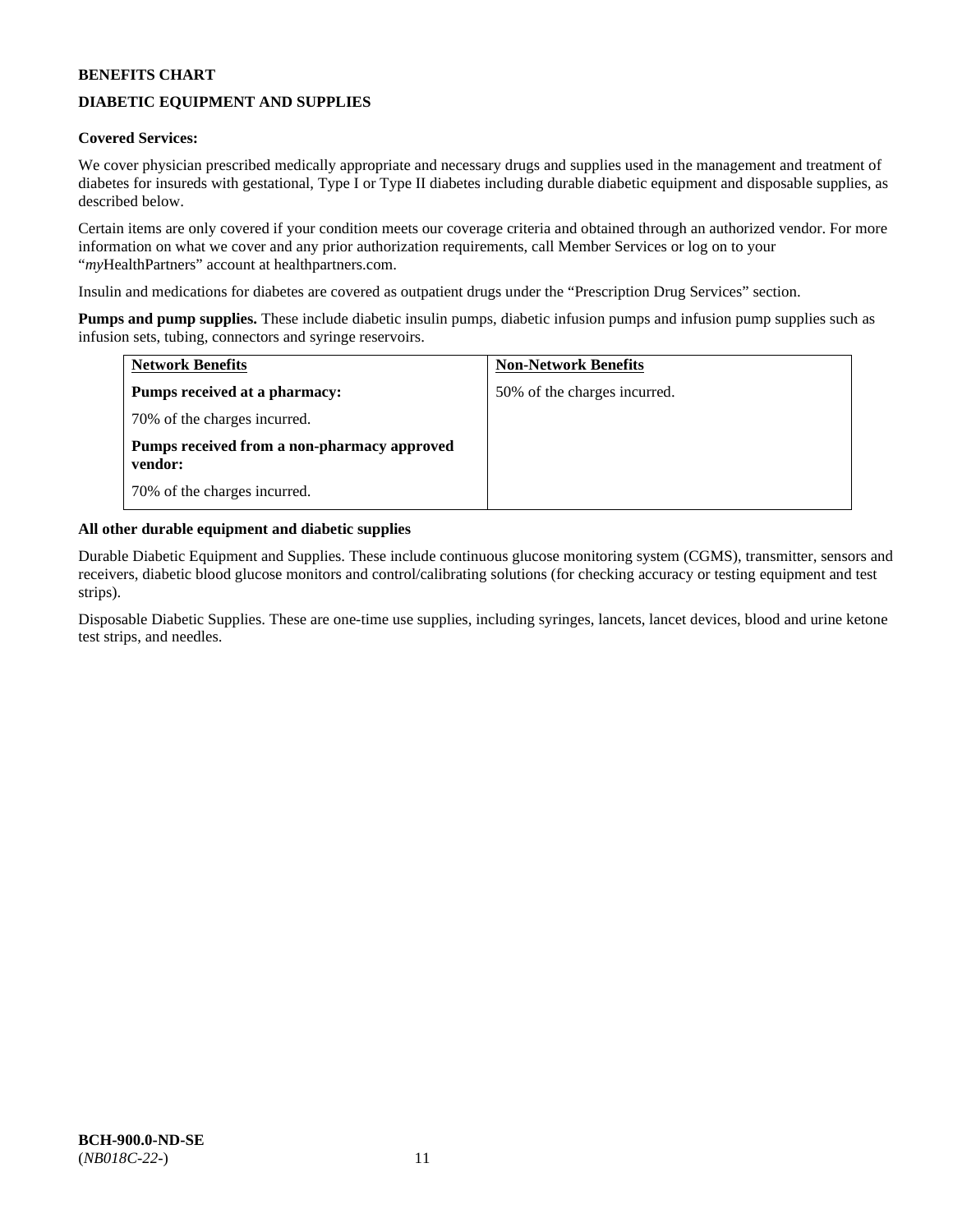**BENEFITS CHART**

**DIABETIC EQUIPMENT AND SUPPLIES**

**Covered Services:**

We cover physician prescribed medically appropriate and necessary drugs and supplies used in the management and treatment of diabetes for insureds with gestational, Type I or Type II diabetes including durable diabetic equipment and disposable supplies, as described below.

Certain items are only covered if your condition meets our coverage criteria and obtained through an authorized vendor. For more information on what we cover and any prior authorization requirements, call Member Services or log on to your "*my*HealthPartners" account at healthpartners.com.

Insulin and medications for diabetes are covered as outpatient drugs under the "Prescription Drug Services" section.

**Pumps and pump supplies.** These include diabetic insulin pumps, diabetic infusion pumps and infusion pump supplies such as infusion sets, tubing, connectors and syringe reservoirs.

| Network Benefits | Non-Network Benefits |
|---|---|
| **Pumps received at a pharmacy:**<br><br>70% of the charges incurred.<br><br>**Pumps received from a non-pharmacy approved vendor:**<br><br>70% of the charges incurred. | 50% of the charges incurred. |

**All other durable equipment and diabetic supplies**

Durable Diabetic Equipment and Supplies. These include continuous glucose monitoring system (CGMS), transmitter, sensors and receivers, diabetic blood glucose monitors and control/calibrating solutions (for checking accuracy or testing equipment and test strips).

Disposable Diabetic Supplies. These are one-time use supplies, including syringes, lancets, lancet devices, blood and urine ketone test strips, and needles.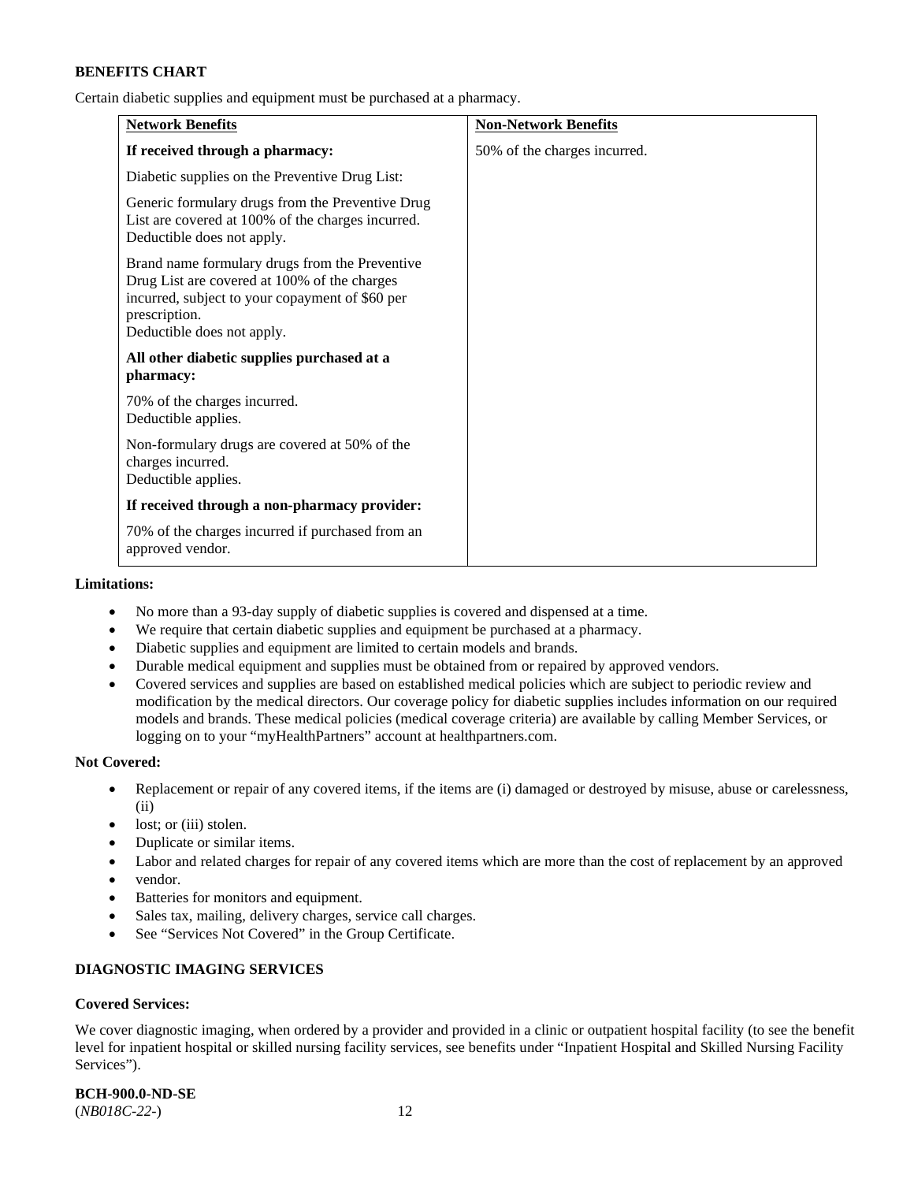**BENEFITS CHART**

Certain diabetic supplies and equipment must be purchased at a pharmacy.

| Network Benefits | Non-Network Benefits |
|---|---|
| **If received through a pharmacy:**<br><br>Diabetic supplies on the Preventive Drug List:<br><br>Generic formulary drugs from the Preventive Drug List are covered at 100% of the charges incurred. Deductible does not apply.<br><br>Brand name formulary drugs from the Preventive Drug List are covered at 100% of the charges incurred, subject to your copayment of $60 per prescription.<br>Deductible does not apply.<br><br>**All other diabetic supplies purchased at a pharmacy:**<br><br>70% of the charges incurred.<br>Deductible applies.<br><br>Non-formulary drugs are covered at 50% of the charges incurred.<br>Deductible applies.<br><br>**If received through a non-pharmacy provider:**<br><br>70% of the charges incurred if purchased from an approved vendor. | 50% of the charges incurred. |

**Limitations:**

- No more than a 93-day supply of diabetic supplies is covered and dispensed at a time.
- We require that certain diabetic supplies and equipment be purchased at a pharmacy.
- Diabetic supplies and equipment are limited to certain models and brands.
- Durable medical equipment and supplies must be obtained from or repaired by approved vendors.
- Covered services and supplies are based on established medical policies which are subject to periodic review and modification by the medical directors. Our coverage policy for diabetic supplies includes information on our required models and brands. These medical policies (medical coverage criteria) are available by calling Member Services, or logging on to your "myHealthPartners" account at healthpartners.com.

**Not Covered:**

- Replacement or repair of any covered items, if the items are (i) damaged or destroyed by misuse, abuse or carelessness, (ii)
- lost; or (iii) stolen.
- Duplicate or similar items.
- Labor and related charges for repair of any covered items which are more than the cost of replacement by an approved
- vendor.
- Batteries for monitors and equipment.
- Sales tax, mailing, delivery charges, service call charges.
- See "Services Not Covered" in the Group Certificate.

**DIAGNOSTIC IMAGING SERVICES**

**Covered Services:**

We cover diagnostic imaging, when ordered by a provider and provided in a clinic or outpatient hospital facility (to see the benefit level for inpatient hospital or skilled nursing facility services, see benefits under "Inpatient Hospital and Skilled Nursing Facility Services").

**BCH-900.0-ND-SE**
(*NB018C-22-*)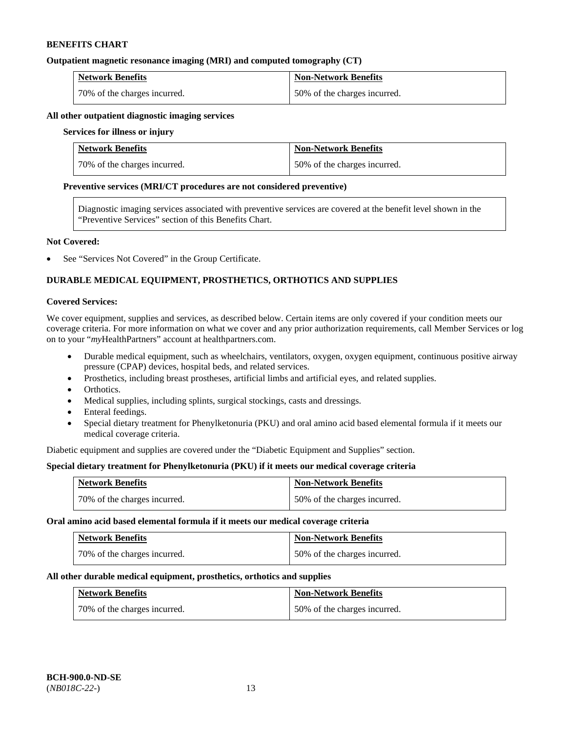**BENEFITS CHART**

**Outpatient magnetic resonance imaging (MRI) and computed tomography (CT)**

| Network Benefits | Non-Network Benefits |
| --- | --- |
| 70% of the charges incurred. | 50% of the charges incurred. |

**All other outpatient diagnostic imaging services**

**Services for illness or injury**

| Network Benefits | Non-Network Benefits |
| --- | --- |
| 70% of the charges incurred. | 50% of the charges incurred. |

**Preventive services (MRI/CT procedures are not considered preventive)**

Diagnostic imaging services associated with preventive services are covered at the benefit level shown in the "Preventive Services" section of this Benefits Chart.

**Not Covered:**

- See "Services Not Covered" in the Group Certificate.

**DURABLE MEDICAL EQUIPMENT, PROSTHETICS, ORTHOTICS AND SUPPLIES**

**Covered Services:**

We cover equipment, supplies and services, as described below. Certain items are only covered if your condition meets our coverage criteria. For more information on what we cover and any prior authorization requirements, call Member Services or log on to your "*my*HealthPartners" account at healthpartners.com.

- Durable medical equipment, such as wheelchairs, ventilators, oxygen, oxygen equipment, continuous positive airway pressure (CPAP) devices, hospital beds, and related services.
- Prosthetics, including breast prostheses, artificial limbs and artificial eyes, and related supplies.
- Orthotics.
- Medical supplies, including splints, surgical stockings, casts and dressings.
- Enteral feedings.
- Special dietary treatment for Phenylketonuria (PKU) and oral amino acid based elemental formula if it meets our medical coverage criteria.

Diabetic equipment and supplies are covered under the "Diabetic Equipment and Supplies" section.

**Special dietary treatment for Phenylketonuria (PKU) if it meets our medical coverage criteria**

| Network Benefits | Non-Network Benefits |
| --- | --- |
| 70% of the charges incurred. | 50% of the charges incurred. |

**Oral amino acid based elemental formula if it meets our medical coverage criteria**

| Network Benefits | Non-Network Benefits |
| --- | --- |
| 70% of the charges incurred. | 50% of the charges incurred. |

**All other durable medical equipment, prosthetics, orthotics and supplies**

| Network Benefits | Non-Network Benefits |
| --- | --- |
| 70% of the charges incurred. | 50% of the charges incurred. |

**BCH-900.0-ND-SE**
(*NB018C-22-*)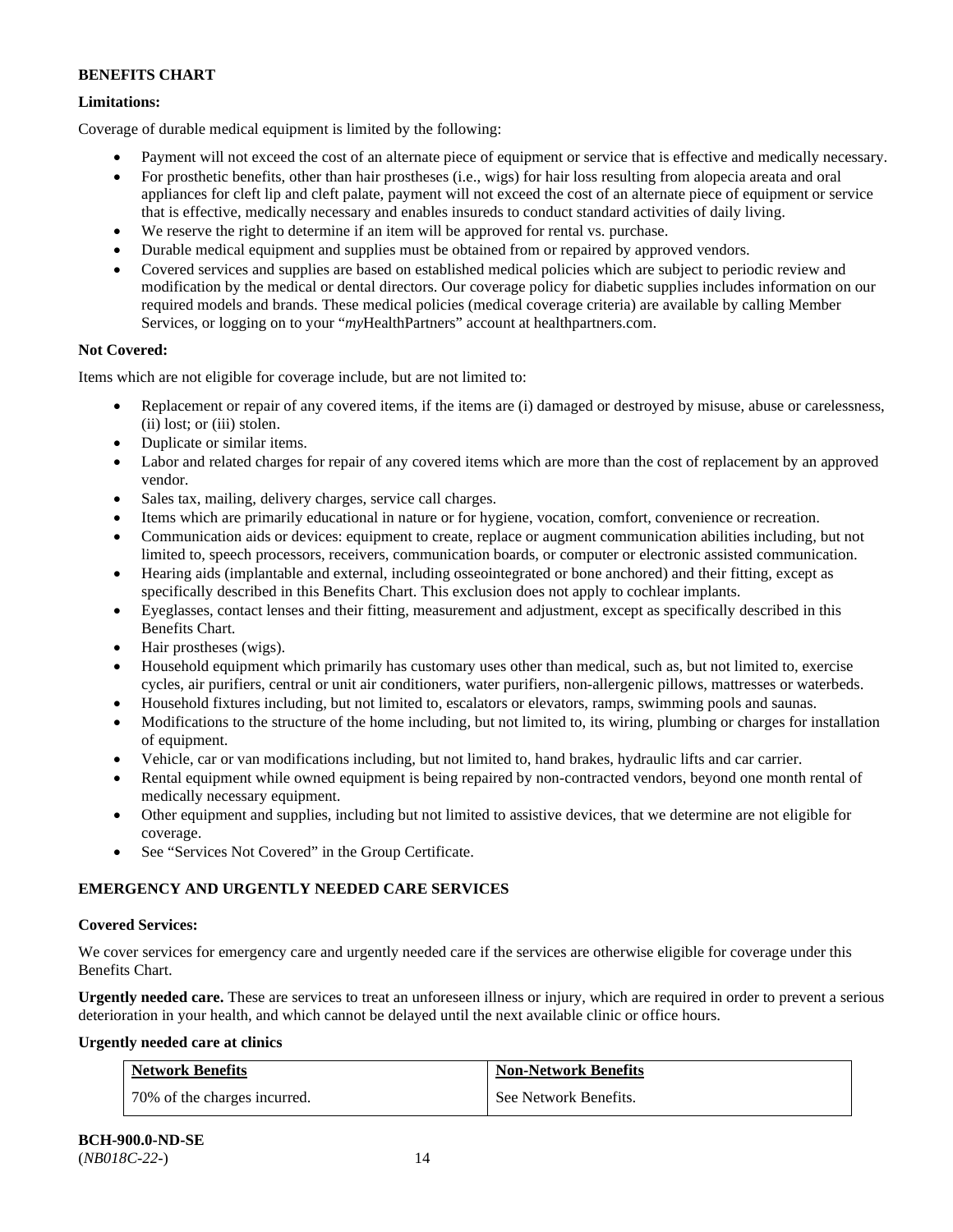**BENEFITS CHART**

**Limitations:**

Coverage of durable medical equipment is limited by the following:

- Payment will not exceed the cost of an alternate piece of equipment or service that is effective and medically necessary.
- For prosthetic benefits, other than hair prostheses (i.e., wigs) for hair loss resulting from alopecia areata and oral appliances for cleft lip and cleft palate, payment will not exceed the cost of an alternate piece of equipment or service that is effective, medically necessary and enables insureds to conduct standard activities of daily living.
- We reserve the right to determine if an item will be approved for rental vs. purchase.
- Durable medical equipment and supplies must be obtained from or repaired by approved vendors.
- Covered services and supplies are based on established medical policies which are subject to periodic review and modification by the medical or dental directors. Our coverage policy for diabetic supplies includes information on our required models and brands. These medical policies (medical coverage criteria) are available by calling Member Services, or logging on to your "*my*HealthPartners" account at healthpartners.com.

**Not Covered:**

Items which are not eligible for coverage include, but are not limited to:

- Replacement or repair of any covered items, if the items are (i) damaged or destroyed by misuse, abuse or carelessness, (ii) lost; or (iii) stolen.
- Duplicate or similar items.
- Labor and related charges for repair of any covered items which are more than the cost of replacement by an approved vendor.
- Sales tax, mailing, delivery charges, service call charges.
- Items which are primarily educational in nature or for hygiene, vocation, comfort, convenience or recreation.
- Communication aids or devices: equipment to create, replace or augment communication abilities including, but not limited to, speech processors, receivers, communication boards, or computer or electronic assisted communication.
- Hearing aids (implantable and external, including osseointegrated or bone anchored) and their fitting, except as specifically described in this Benefits Chart. This exclusion does not apply to cochlear implants.
- Eyeglasses, contact lenses and their fitting, measurement and adjustment, except as specifically described in this Benefits Chart.
- Hair prostheses (wigs).
- Household equipment which primarily has customary uses other than medical, such as, but not limited to, exercise cycles, air purifiers, central or unit air conditioners, water purifiers, non-allergenic pillows, mattresses or waterbeds.
- Household fixtures including, but not limited to, escalators or elevators, ramps, swimming pools and saunas.
- Modifications to the structure of the home including, but not limited to, its wiring, plumbing or charges for installation of equipment.
- Vehicle, car or van modifications including, but not limited to, hand brakes, hydraulic lifts and car carrier.
- Rental equipment while owned equipment is being repaired by non-contracted vendors, beyond one month rental of medically necessary equipment.
- Other equipment and supplies, including but not limited to assistive devices, that we determine are not eligible for coverage.
- See "Services Not Covered" in the Group Certificate.

**EMERGENCY AND URGENTLY NEEDED CARE SERVICES**

**Covered Services:**

We cover services for emergency care and urgently needed care if the services are otherwise eligible for coverage under this Benefits Chart.

**Urgently needed care.** These are services to treat an unforeseen illness or injury, which are required in order to prevent a serious deterioration in your health, and which cannot be delayed until the next available clinic or office hours.

**Urgently needed care at clinics**

| Network Benefits | Non-Network Benefits |
|---|---|
| 70% of the charges incurred. | See Network Benefits. |

**BCH-900.0-ND-SE**
(*NB018C-22-*)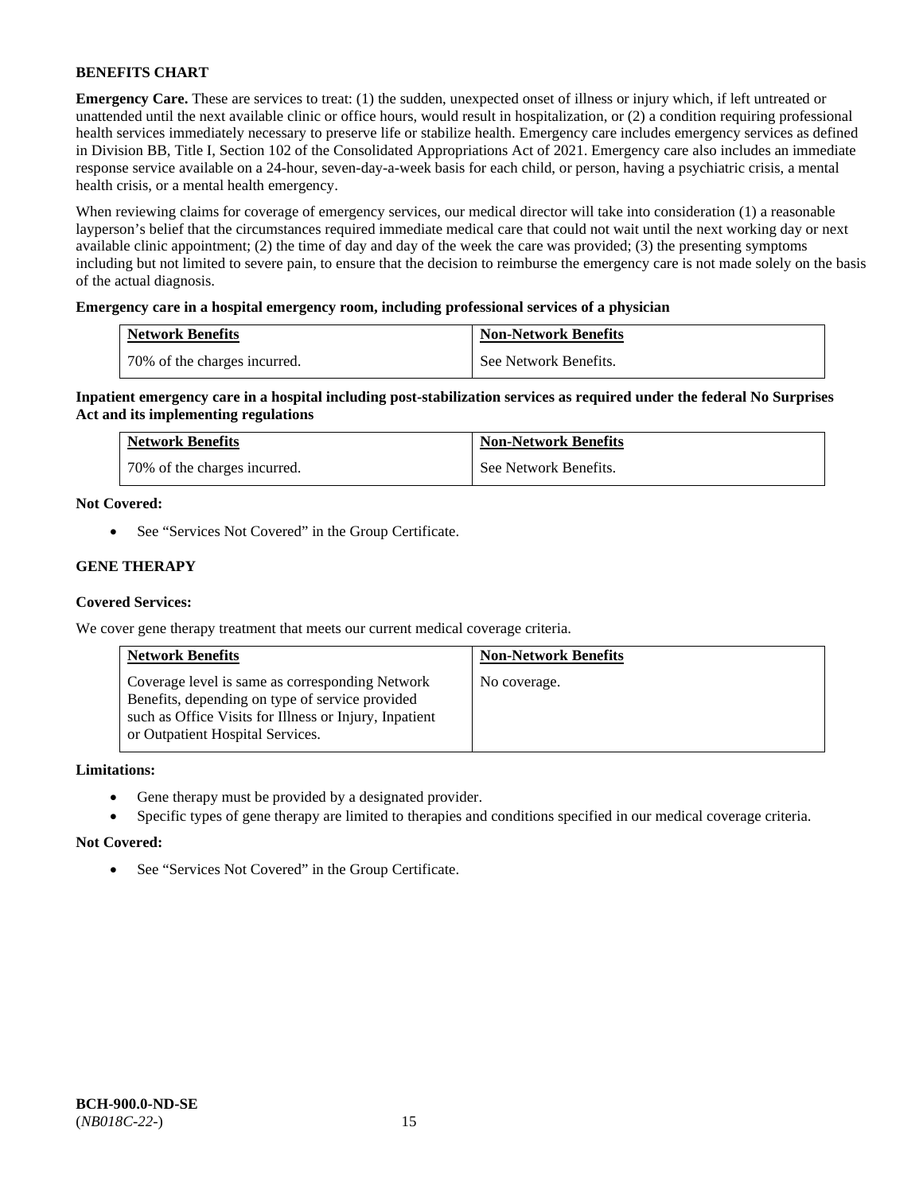**BENEFITS CHART**

**Emergency Care.** These are services to treat: (1) the sudden, unexpected onset of illness or injury which, if left untreated or unattended until the next available clinic or office hours, would result in hospitalization, or (2) a condition requiring professional health services immediately necessary to preserve life or stabilize health. Emergency care includes emergency services as defined in Division BB, Title I, Section 102 of the Consolidated Appropriations Act of 2021. Emergency care also includes an immediate response service available on a 24-hour, seven-day-a-week basis for each child, or person, having a psychiatric crisis, a mental health crisis, or a mental health emergency.

When reviewing claims for coverage of emergency services, our medical director will take into consideration (1) a reasonable layperson's belief that the circumstances required immediate medical care that could not wait until the next working day or next available clinic appointment; (2) the time of day and day of the week the care was provided; (3) the presenting symptoms including but not limited to severe pain, to ensure that the decision to reimburse the emergency care is not made solely on the basis of the actual diagnosis.

**Emergency care in a hospital emergency room, including professional services of a physician**

| Network Benefits | Non-Network Benefits |
|---|---|
| 70% of the charges incurred. | See Network Benefits. |

**Inpatient emergency care in a hospital including post-stabilization services as required under the federal No Surprises Act and its implementing regulations**

| Network Benefits | Non-Network Benefits |
|---|---|
| 70% of the charges incurred. | See Network Benefits. |

**Not Covered:**

- See "Services Not Covered" in the Group Certificate.

**GENE THERAPY**

**Covered Services:**

We cover gene therapy treatment that meets our current medical coverage criteria.

| Network Benefits | Non-Network Benefits |
|---|---|
| Coverage level is same as corresponding Network Benefits, depending on type of service provided such as Office Visits for Illness or Injury, Inpatient or Outpatient Hospital Services. | No coverage. |

**Limitations:**

- Gene therapy must be provided by a designated provider.
- Specific types of gene therapy are limited to therapies and conditions specified in our medical coverage criteria.

**Not Covered:**

- See "Services Not Covered" in the Group Certificate.

**BCH-900.0-ND-SE**
(*NB018C-22-*)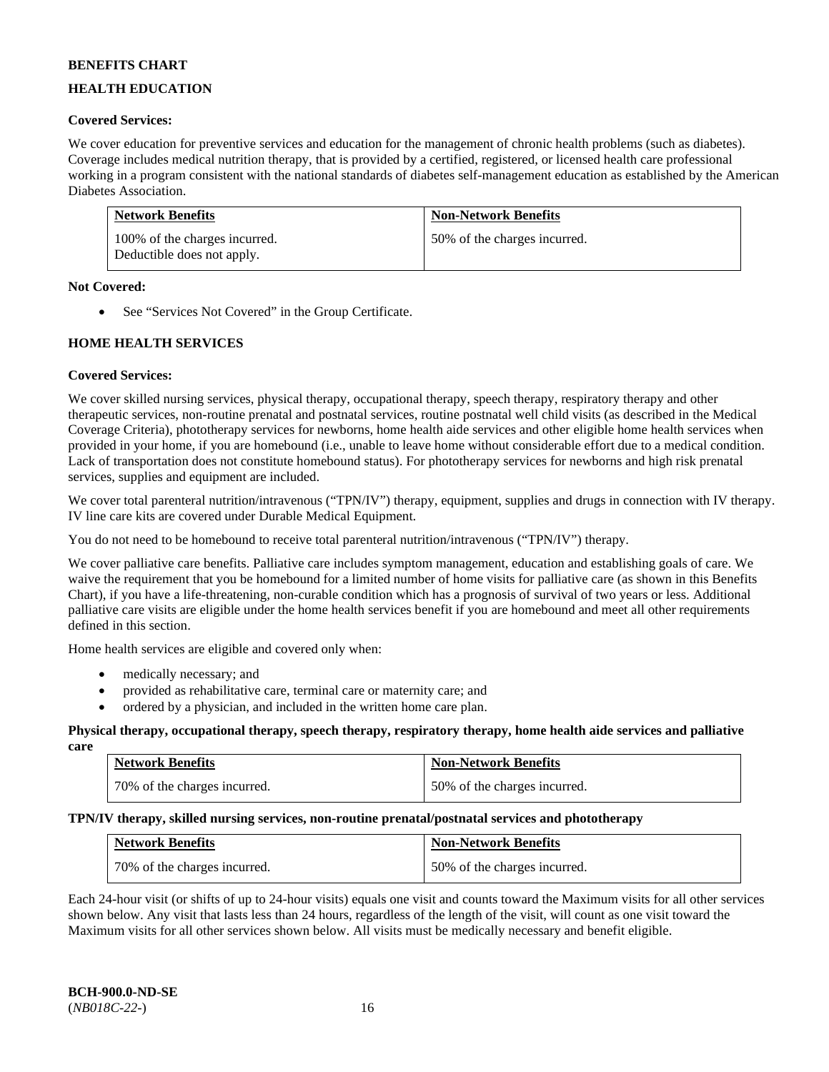**BENEFITS CHART**

**HEALTH EDUCATION**

**Covered Services:**

We cover education for preventive services and education for the management of chronic health problems (such as diabetes). Coverage includes medical nutrition therapy, that is provided by a certified, registered, or licensed health care professional working in a program consistent with the national standards of diabetes self-management education as established by the American Diabetes Association.

| Network Benefits | Non-Network Benefits |
| --- | --- |
| 100% of the charges incurred. Deductible does not apply. | 50% of the charges incurred. |

**Not Covered:**

- See "Services Not Covered" in the Group Certificate.

**HOME HEALTH SERVICES**

**Covered Services:**

We cover skilled nursing services, physical therapy, occupational therapy, speech therapy, respiratory therapy and other therapeutic services, non-routine prenatal and postnatal services, routine postnatal well child visits (as described in the Medical Coverage Criteria), phototherapy services for newborns, home health aide services and other eligible home health services when provided in your home, if you are homebound (i.e., unable to leave home without considerable effort due to a medical condition. Lack of transportation does not constitute homebound status). For phototherapy services for newborns and high risk prenatal services, supplies and equipment are included.

We cover total parenteral nutrition/intravenous ("TPN/IV") therapy, equipment, supplies and drugs in connection with IV therapy. IV line care kits are covered under Durable Medical Equipment.

You do not need to be homebound to receive total parenteral nutrition/intravenous ("TPN/IV") therapy.

We cover palliative care benefits. Palliative care includes symptom management, education and establishing goals of care. We waive the requirement that you be homebound for a limited number of home visits for palliative care (as shown in this Benefits Chart), if you have a life-threatening, non-curable condition which has a prognosis of survival of two years or less. Additional palliative care visits are eligible under the home health services benefit if you are homebound and meet all other requirements defined in this section.

Home health services are eligible and covered only when:

- medically necessary; and
- provided as rehabilitative care, terminal care or maternity care; and
- ordered by a physician, and included in the written home care plan.

**Physical therapy, occupational therapy, speech therapy, respiratory therapy, home health aide services and palliative care**

| Network Benefits | Non-Network Benefits |
| --- | --- |
| 70% of the charges incurred. | 50% of the charges incurred. |

**TPN/IV therapy, skilled nursing services, non-routine prenatal/postnatal services and phototherapy**

| Network Benefits | Non-Network Benefits |
| --- | --- |
| 70% of the charges incurred. | 50% of the charges incurred. |

Each 24-hour visit (or shifts of up to 24-hour visits) equals one visit and counts toward the Maximum visits for all other services shown below. Any visit that lasts less than 24 hours, regardless of the length of the visit, will count as one visit toward the Maximum visits for all other services shown below. All visits must be medically necessary and benefit eligible.

**BCH-900.0-ND-SE**
(*NB018C-22-*)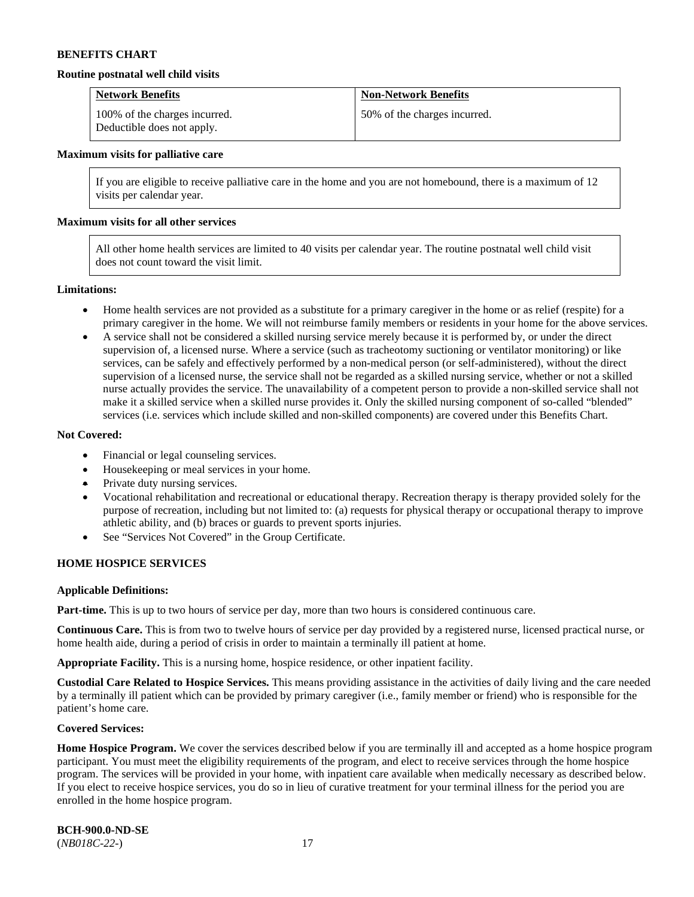**BENEFITS CHART**

**Routine postnatal well child visits**

| Network Benefits | Non-Network Benefits |
|---|---|
| 100% of the charges incurred. Deductible does not apply. | 50% of the charges incurred. |

**Maximum visits for palliative care**

If you are eligible to receive palliative care in the home and you are not homebound, there is a maximum of 12 visits per calendar year.

**Maximum visits for all other services**

All other home health services are limited to 40 visits per calendar year. The routine postnatal well child visit does not count toward the visit limit.

**Limitations:**

- Home health services are not provided as a substitute for a primary caregiver in the home or as relief (respite) for a primary caregiver in the home. We will not reimburse family members or residents in your home for the above services.
- A service shall not be considered a skilled nursing service merely because it is performed by, or under the direct supervision of, a licensed nurse. Where a service (such as tracheotomy suctioning or ventilator monitoring) or like services, can be safely and effectively performed by a non-medical person (or self-administered), without the direct supervision of a licensed nurse, the service shall not be regarded as a skilled nursing service, whether or not a skilled nurse actually provides the service. The unavailability of a competent person to provide a non-skilled service shall not make it a skilled service when a skilled nurse provides it. Only the skilled nursing component of so-called "blended" services (i.e. services which include skilled and non-skilled components) are covered under this Benefits Chart.

**Not Covered:**

- Financial or legal counseling services.
- Housekeeping or meal services in your home.
- Private duty nursing services.
- Vocational rehabilitation and recreational or educational therapy. Recreation therapy is therapy provided solely for the purpose of recreation, including but not limited to: (a) requests for physical therapy or occupational therapy to improve athletic ability, and (b) braces or guards to prevent sports injuries.
- See "Services Not Covered" in the Group Certificate.

**HOME HOSPICE SERVICES**

**Applicable Definitions:**

**Part-time.** This is up to two hours of service per day, more than two hours is considered continuous care.

**Continuous Care.** This is from two to twelve hours of service per day provided by a registered nurse, licensed practical nurse, or home health aide, during a period of crisis in order to maintain a terminally ill patient at home.

**Appropriate Facility.** This is a nursing home, hospice residence, or other inpatient facility.

**Custodial Care Related to Hospice Services.** This means providing assistance in the activities of daily living and the care needed by a terminally ill patient which can be provided by primary caregiver (i.e., family member or friend) who is responsible for the patient's home care.

**Covered Services:**

**Home Hospice Program.** We cover the services described below if you are terminally ill and accepted as a home hospice program participant. You must meet the eligibility requirements of the program, and elect to receive services through the home hospice program. The services will be provided in your home, with inpatient care available when medically necessary as described below. If you elect to receive hospice services, you do so in lieu of curative treatment for your terminal illness for the period you are enrolled in the home hospice program.

**BCH-900.0-ND-SE**
(*NB018C-22-*)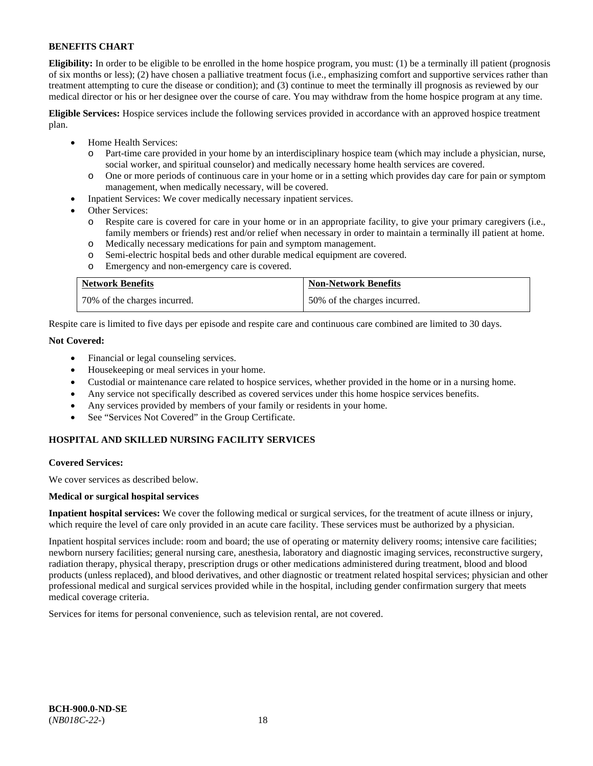**BENEFITS CHART**

**Eligibility:** In order to be eligible to be enrolled in the home hospice program, you must: (1) be a terminally ill patient (prognosis of six months or less); (2) have chosen a palliative treatment focus (i.e., emphasizing comfort and supportive services rather than treatment attempting to cure the disease or condition); and (3) continue to meet the terminally ill prognosis as reviewed by our medical director or his or her designee over the course of care. You may withdraw from the home hospice program at any time.

**Eligible Services:** Hospice services include the following services provided in accordance with an approved hospice treatment plan.

- Home Health Services:
  - Part-time care provided in your home by an interdisciplinary hospice team (which may include a physician, nurse, social worker, and spiritual counselor) and medically necessary home health services are covered.
  - One or more periods of continuous care in your home or in a setting which provides day care for pain or symptom management, when medically necessary, will be covered.
- Inpatient Services: We cover medically necessary inpatient services.
- Other Services:
  - Respite care is covered for care in your home or in an appropriate facility, to give your primary caregivers (i.e., family members or friends) rest and/or relief when necessary in order to maintain a terminally ill patient at home.
  - Medically necessary medications for pain and symptom management.
  - Semi-electric hospital beds and other durable medical equipment are covered.
  - Emergency and non-emergency care is covered.

| Network Benefits | Non-Network Benefits |
|---|---|
| 70% of the charges incurred. | 50% of the charges incurred. |

Respite care is limited to five days per episode and respite care and continuous care combined are limited to 30 days.

**Not Covered:**

- Financial or legal counseling services.
- Housekeeping or meal services in your home.
- Custodial or maintenance care related to hospice services, whether provided in the home or in a nursing home.
- Any service not specifically described as covered services under this home hospice services benefits.
- Any services provided by members of your family or residents in your home.
- See "Services Not Covered" in the Group Certificate.

**HOSPITAL AND SKILLED NURSING FACILITY SERVICES**

**Covered Services:**

We cover services as described below.

**Medical or surgical hospital services**

**Inpatient hospital services:** We cover the following medical or surgical services, for the treatment of acute illness or injury, which require the level of care only provided in an acute care facility. These services must be authorized by a physician.

Inpatient hospital services include: room and board; the use of operating or maternity delivery rooms; intensive care facilities; newborn nursery facilities; general nursing care, anesthesia, laboratory and diagnostic imaging services, reconstructive surgery, radiation therapy, physical therapy, prescription drugs or other medications administered during treatment, blood and blood products (unless replaced), and blood derivatives, and other diagnostic or treatment related hospital services; physician and other professional medical and surgical services provided while in the hospital, including gender confirmation surgery that meets medical coverage criteria.

Services for items for personal convenience, such as television rental, are not covered.

**BCH-900.0-ND-SE**
(*NB018C-22-*)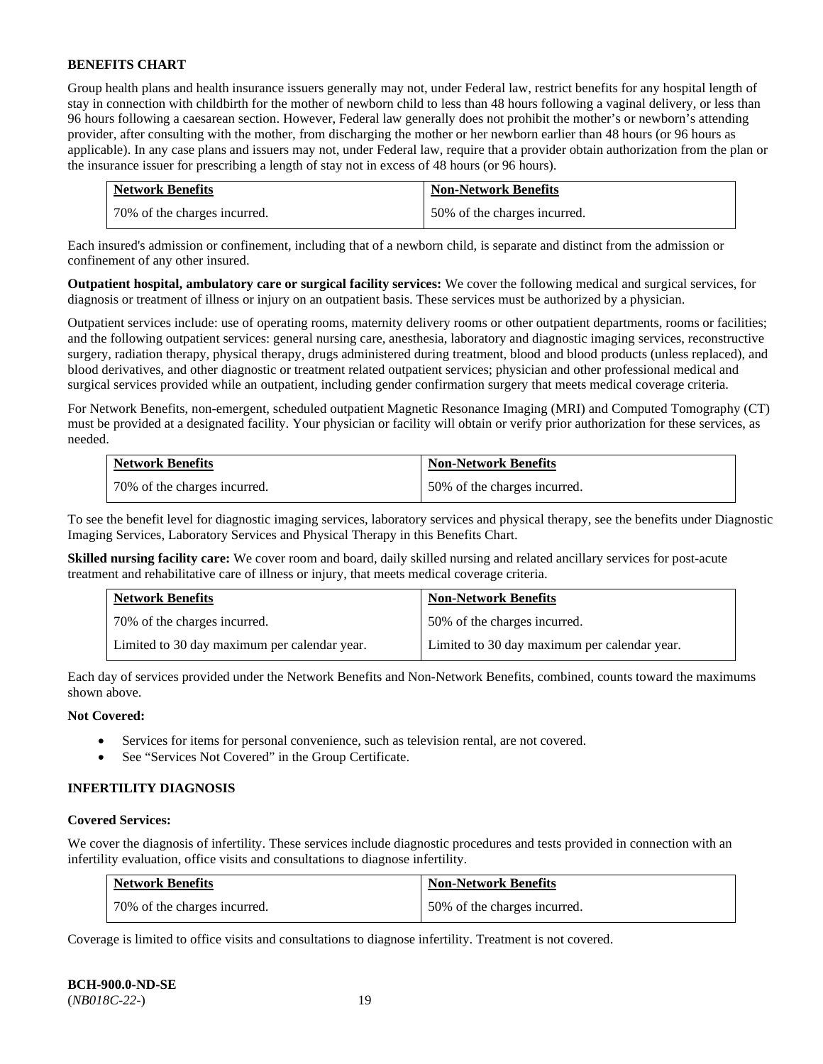**BENEFITS CHART**

Group health plans and health insurance issuers generally may not, under Federal law, restrict benefits for any hospital length of stay in connection with childbirth for the mother of newborn child to less than 48 hours following a vaginal delivery, or less than 96 hours following a caesarean section. However, Federal law generally does not prohibit the mother's or newborn's attending provider, after consulting with the mother, from discharging the mother or her newborn earlier than 48 hours (or 96 hours as applicable). In any case plans and issuers may not, under Federal law, require that a provider obtain authorization from the plan or the insurance issuer for prescribing a length of stay not in excess of 48 hours (or 96 hours).

| Network Benefits | Non-Network Benefits |
|---|---|
| 70% of the charges incurred. | 50% of the charges incurred. |

Each insured's admission or confinement, including that of a newborn child, is separate and distinct from the admission or confinement of any other insured.

**Outpatient hospital, ambulatory care or surgical facility services:** We cover the following medical and surgical services, for diagnosis or treatment of illness or injury on an outpatient basis. These services must be authorized by a physician.

Outpatient services include: use of operating rooms, maternity delivery rooms or other outpatient departments, rooms or facilities; and the following outpatient services: general nursing care, anesthesia, laboratory and diagnostic imaging services, reconstructive surgery, radiation therapy, physical therapy, drugs administered during treatment, blood and blood products (unless replaced), and blood derivatives, and other diagnostic or treatment related outpatient services; physician and other professional medical and surgical services provided while an outpatient, including gender confirmation surgery that meets medical coverage criteria.

For Network Benefits, non-emergent, scheduled outpatient Magnetic Resonance Imaging (MRI) and Computed Tomography (CT) must be provided at a designated facility. Your physician or facility will obtain or verify prior authorization for these services, as needed.

| Network Benefits | Non-Network Benefits |
|---|---|
| 70% of the charges incurred. | 50% of the charges incurred. |

To see the benefit level for diagnostic imaging services, laboratory services and physical therapy, see the benefits under Diagnostic Imaging Services, Laboratory Services and Physical Therapy in this Benefits Chart.

**Skilled nursing facility care:** We cover room and board, daily skilled nursing and related ancillary services for post-acute treatment and rehabilitative care of illness or injury, that meets medical coverage criteria.

| Network Benefits | Non-Network Benefits |
|---|---|
| 70% of the charges incurred. | 50% of the charges incurred. |
| Limited to 30 day maximum per calendar year. | Limited to 30 day maximum per calendar year. |

Each day of services provided under the Network Benefits and Non-Network Benefits, combined, counts toward the maximums shown above.

**Not Covered:**

- Services for items for personal convenience, such as television rental, are not covered.
- See "Services Not Covered" in the Group Certificate.

**INFERTILITY DIAGNOSIS**

**Covered Services:**

We cover the diagnosis of infertility. These services include diagnostic procedures and tests provided in connection with an infertility evaluation, office visits and consultations to diagnose infertility.

| Network Benefits | Non-Network Benefits |
|---|---|
| 70% of the charges incurred. | 50% of the charges incurred. |

Coverage is limited to office visits and consultations to diagnose infertility. Treatment is not covered.

**BCH-900.0-ND-SE**
(*NB018C-22-*)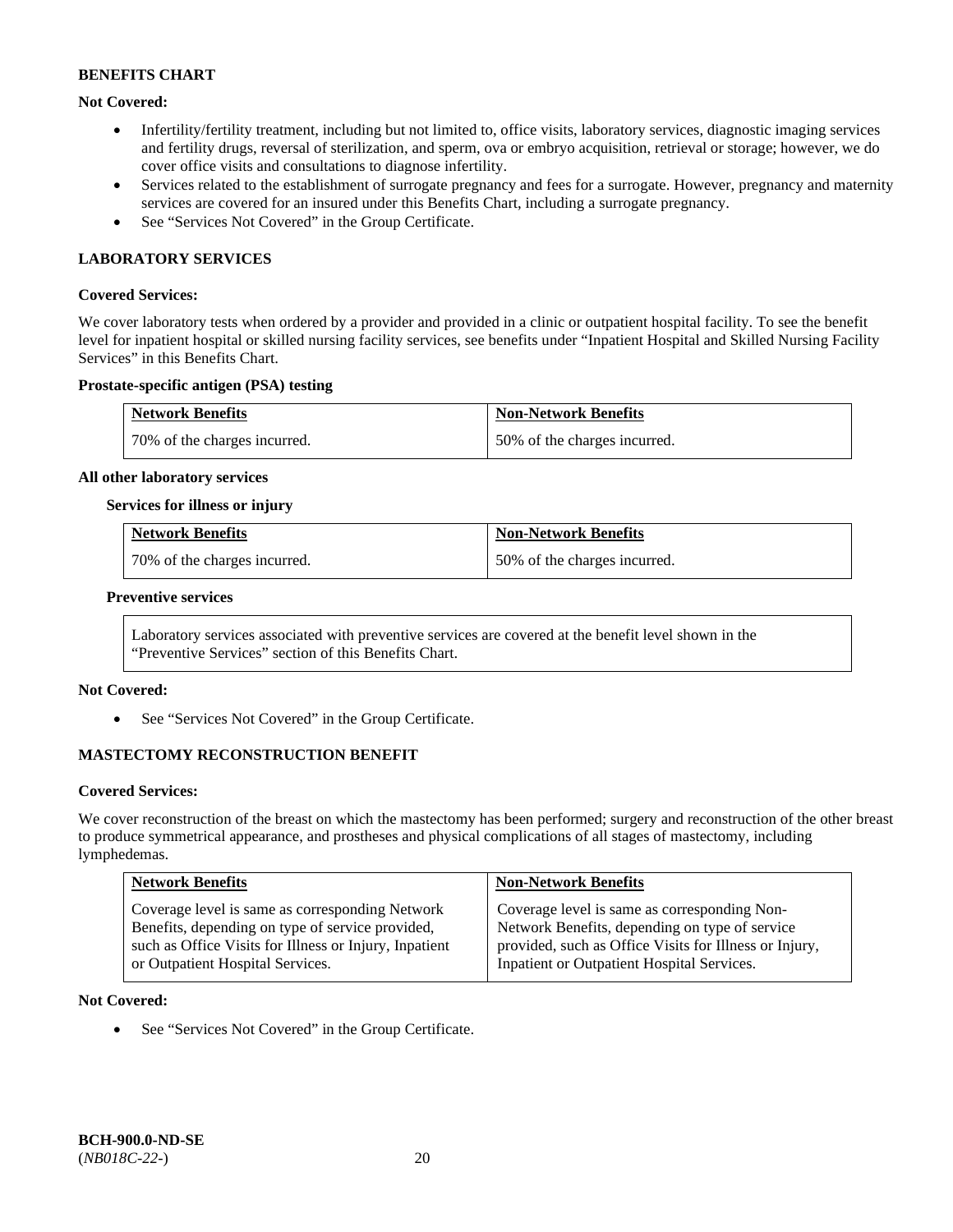**BENEFITS CHART**

**Not Covered:**

- Infertility/fertility treatment, including but not limited to, office visits, laboratory services, diagnostic imaging services and fertility drugs, reversal of sterilization, and sperm, ova or embryo acquisition, retrieval or storage; however, we do cover office visits and consultations to diagnose infertility.
- Services related to the establishment of surrogate pregnancy and fees for a surrogate. However, pregnancy and maternity services are covered for an insured under this Benefits Chart, including a surrogate pregnancy.
- See "Services Not Covered" in the Group Certificate.

## LABORATORY SERVICES

**Covered Services:**

We cover laboratory tests when ordered by a provider and provided in a clinic or outpatient hospital facility. To see the benefit level for inpatient hospital or skilled nursing facility services, see benefits under "Inpatient Hospital and Skilled Nursing Facility Services" in this Benefits Chart.

**Prostate-specific antigen (PSA) testing**

| Network Benefits | Non-Network Benefits |
|---|---|
| 70% of the charges incurred. | 50% of the charges incurred. |

**All other laboratory services**

**Services for illness or injury**

| Network Benefits | Non-Network Benefits |
|---|---|
| 70% of the charges incurred. | 50% of the charges incurred. |

**Preventive services**

| Laboratory services associated with preventive services are covered at the benefit level shown in the "Preventive Services" section of this Benefits Chart. |
|---|

**Not Covered:**

- See "Services Not Covered" in the Group Certificate.

## MASTECTOMY RECONSTRUCTION BENEFIT

**Covered Services:**

We cover reconstruction of the breast on which the mastectomy has been performed; surgery and reconstruction of the other breast to produce symmetrical appearance, and prostheses and physical complications of all stages of mastectomy, including lymphedemas.

| Network Benefits | Non-Network Benefits |
|---|---|
| Coverage level is same as corresponding Network Benefits, depending on type of service provided, such as Office Visits for Illness or Injury, Inpatient or Outpatient Hospital Services. | Coverage level is same as corresponding Non-Network Benefits, depending on type of service provided, such as Office Visits for Illness or Injury, Inpatient or Outpatient Hospital Services. |

**Not Covered:**

- See "Services Not Covered" in the Group Certificate.

**BCH-900.0-ND-SE**
(*NB018C-22-*)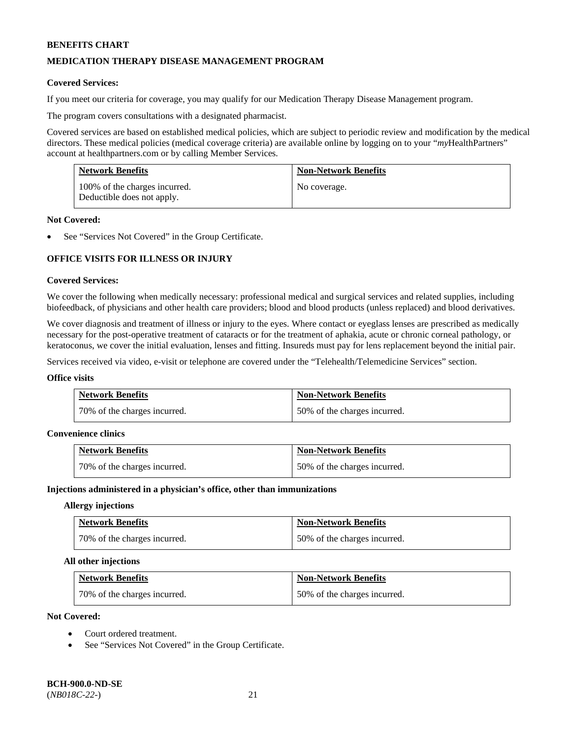**BENEFITS CHART**

**MEDICATION THERAPY DISEASE MANAGEMENT PROGRAM**

**Covered Services:**

If you meet our criteria for coverage, you may qualify for our Medication Therapy Disease Management program.

The program covers consultations with a designated pharmacist.

Covered services are based on established medical policies, which are subject to periodic review and modification by the medical directors. These medical policies (medical coverage criteria) are available online by logging on to your "*my*HealthPartners" account at healthpartners.com or by calling Member Services.

| Network Benefits | Non-Network Benefits |
|---|---|
| 100% of the charges incurred. Deductible does not apply. | No coverage. |

**Not Covered:**

- See "Services Not Covered" in the Group Certificate.

**OFFICE VISITS FOR ILLNESS OR INJURY**

**Covered Services:**

We cover the following when medically necessary: professional medical and surgical services and related supplies, including biofeedback, of physicians and other health care providers; blood and blood products (unless replaced) and blood derivatives.

We cover diagnosis and treatment of illness or injury to the eyes. Where contact or eyeglass lenses are prescribed as medically necessary for the post-operative treatment of cataracts or for the treatment of aphakia, acute or chronic corneal pathology, or keratoconus, we cover the initial evaluation, lenses and fitting. Insureds must pay for lens replacement beyond the initial pair.

Services received via video, e-visit or telephone are covered under the "Telehealth/Telemedicine Services" section.

**Office visits**

| Network Benefits | Non-Network Benefits |
|---|---|
| 70% of the charges incurred. | 50% of the charges incurred. |

**Convenience clinics**

| Network Benefits | Non-Network Benefits |
|---|---|
| 70% of the charges incurred. | 50% of the charges incurred. |

**Injections administered in a physician's office, other than immunizations**

**Allergy injections**

| Network Benefits | Non-Network Benefits |
|---|---|
| 70% of the charges incurred. | 50% of the charges incurred. |

**All other injections**

| Network Benefits | Non-Network Benefits |
|---|---|
| 70% of the charges incurred. | 50% of the charges incurred. |

**Not Covered:**

- Court ordered treatment.
- See "Services Not Covered" in the Group Certificate.

**BCH-900.0-ND-SE**
(*NB018C-22-*)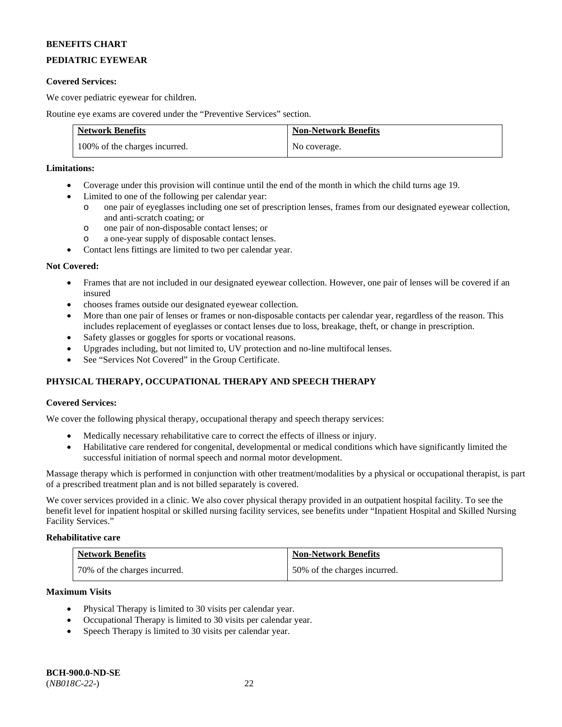**BENEFITS CHART**

## PEDIATRIC EYEWEAR

**Covered Services:**

We cover pediatric eyewear for children.

Routine eye exams are covered under the "Preventive Services" section.

| Network Benefits | Non-Network Benefits |
|---|---|
| 100% of the charges incurred. | No coverage. |

**Limitations:**

- Coverage under this provision will continue until the end of the month in which the child turns age 19.
- Limited to one of the following per calendar year:
    - one pair of eyeglasses including one set of prescription lenses, frames from our designated eyewear collection, and anti-scratch coating; or
    - one pair of non-disposable contact lenses; or
    - a one-year supply of disposable contact lenses.
- Contact lens fittings are limited to two per calendar year.

**Not Covered:**

- Frames that are not included in our designated eyewear collection. However, one pair of lenses will be covered if an insured
- chooses frames outside our designated eyewear collection.
- More than one pair of lenses or frames or non-disposable contacts per calendar year, regardless of the reason. This includes replacement of eyeglasses or contact lenses due to loss, breakage, theft, or change in prescription.
- Safety glasses or goggles for sports or vocational reasons.
- Upgrades including, but not limited to, UV protection and no-line multifocal lenses.
- See "Services Not Covered" in the Group Certificate.

## PHYSICAL THERAPY, OCCUPATIONAL THERAPY AND SPEECH THERAPY

**Covered Services:**

We cover the following physical therapy, occupational therapy and speech therapy services:

- Medically necessary rehabilitative care to correct the effects of illness or injury.
- Habilitative care rendered for congenital, developmental or medical conditions which have significantly limited the successful initiation of normal speech and normal motor development.

Massage therapy which is performed in conjunction with other treatment/modalities by a physical or occupational therapist, is part of a prescribed treatment plan and is not billed separately is covered.

We cover services provided in a clinic. We also cover physical therapy provided in an outpatient hospital facility. To see the benefit level for inpatient hospital or skilled nursing facility services, see benefits under "Inpatient Hospital and Skilled Nursing Facility Services."

**Rehabilitative care**

| Network Benefits | Non-Network Benefits |
|---|---|
| 70% of the charges incurred. | 50% of the charges incurred. |

**Maximum Visits**

- Physical Therapy is limited to 30 visits per calendar year.
- Occupational Therapy is limited to 30 visits per calendar year.
- Speech Therapy is limited to 30 visits per calendar year.

**BCH-900.0-ND-SE**
(*NB018C-22-*)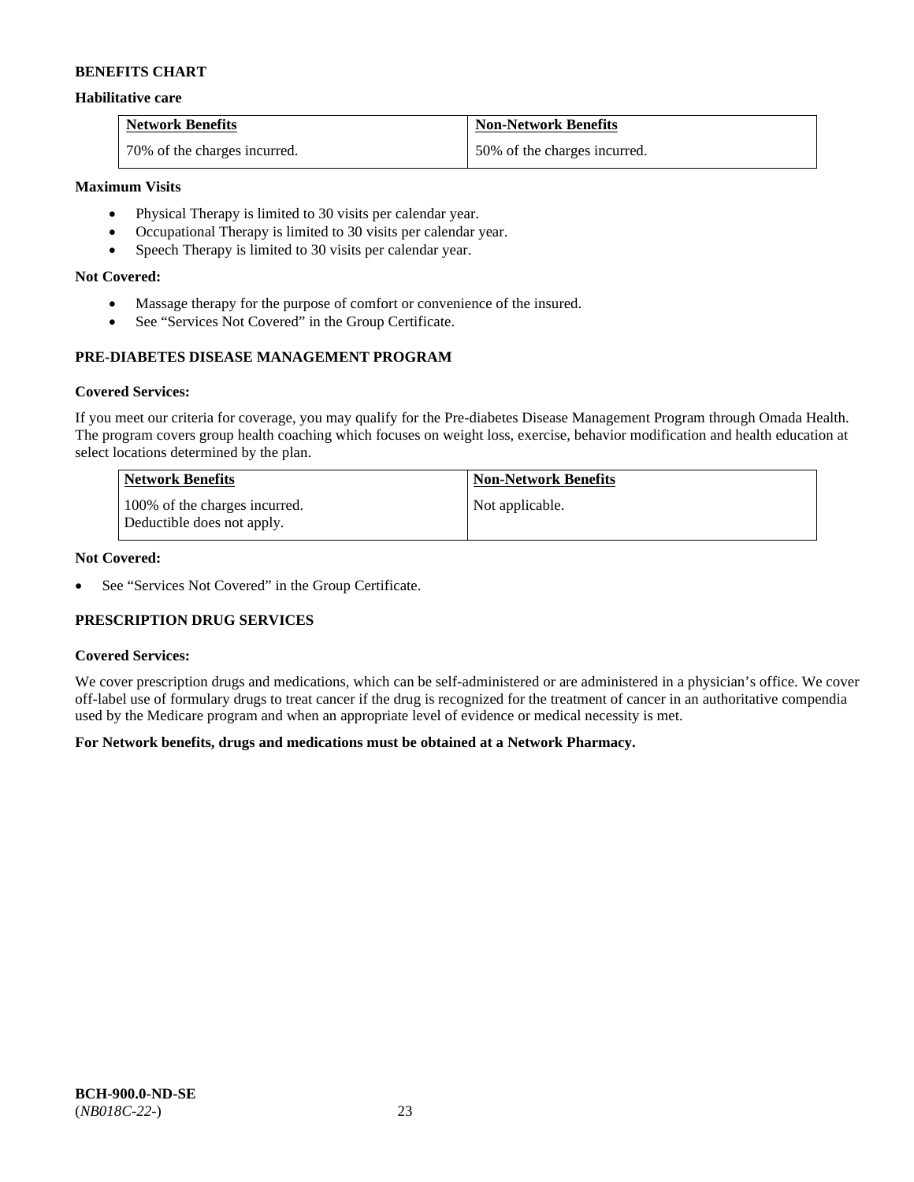**BENEFITS CHART**

**Habilitative care**

| Network Benefits | Non-Network Benefits |
|---|---|
| 70% of the charges incurred. | 50% of the charges incurred. |

**Maximum Visits**

- Physical Therapy is limited to 30 visits per calendar year.
- Occupational Therapy is limited to 30 visits per calendar year.
- Speech Therapy is limited to 30 visits per calendar year.

**Not Covered:**

- Massage therapy for the purpose of comfort or convenience of the insured.
- See "Services Not Covered" in the Group Certificate.

**PRE-DIABETES DISEASE MANAGEMENT PROGRAM**

**Covered Services:**

If you meet our criteria for coverage, you may qualify for the Pre-diabetes Disease Management Program through Omada Health. The program covers group health coaching which focuses on weight loss, exercise, behavior modification and health education at select locations determined by the plan.

| Network Benefits | Non-Network Benefits |
|---|---|
| 100% of the charges incurred. Deductible does not apply. | Not applicable. |

**Not Covered:**

- See "Services Not Covered" in the Group Certificate.

**PRESCRIPTION DRUG SERVICES**

**Covered Services:**

We cover prescription drugs and medications, which can be self-administered or are administered in a physician's office. We cover off-label use of formulary drugs to treat cancer if the drug is recognized for the treatment of cancer in an authoritative compendia used by the Medicare program and when an appropriate level of evidence or medical necessity is met.

**For Network benefits, drugs and medications must be obtained at a Network Pharmacy.**

**BCH-900.0-ND-SE**
(*NB018C-22-*)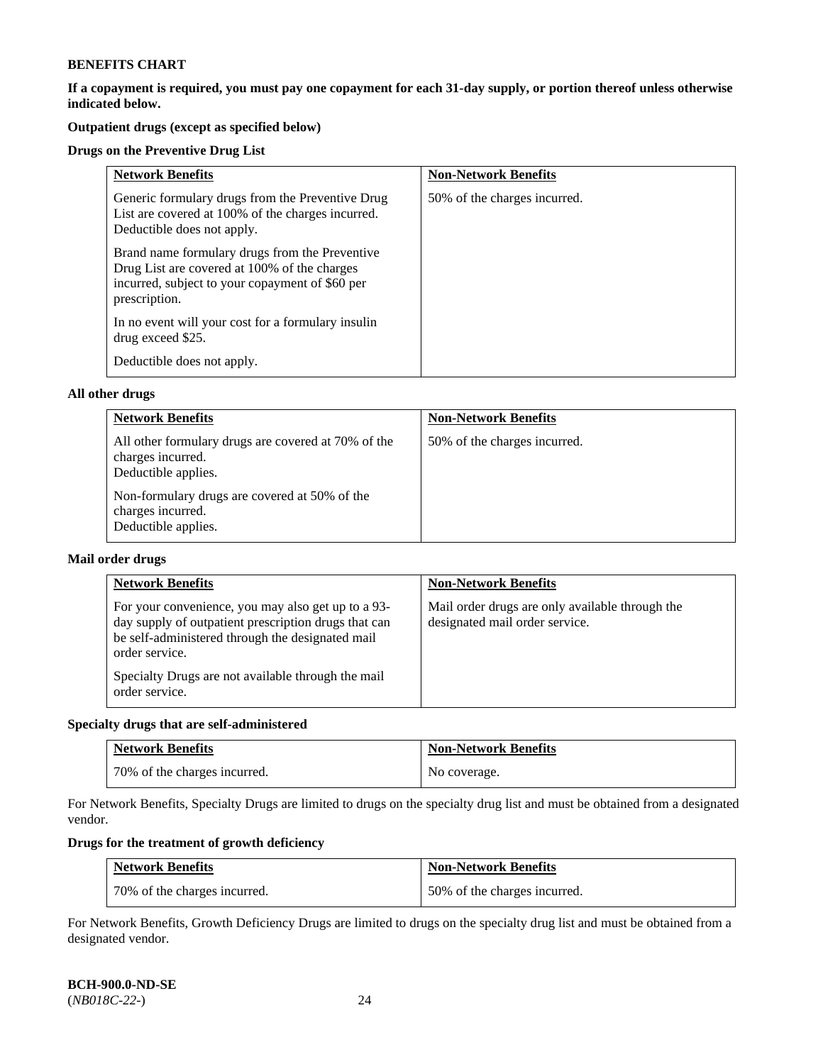**BENEFITS CHART**

**If a copayment is required, you must pay one copayment for each 31-day supply, or portion thereof unless otherwise indicated below.**

**Outpatient drugs (except as specified below)**

**Drugs on the Preventive Drug List**

| **Network Benefits** | **Non-Network Benefits** |
|---|---|
| Generic formulary drugs from the Preventive Drug List are covered at 100% of the charges incurred. Deductible does not apply.<br><br>Brand name formulary drugs from the Preventive Drug List are covered at 100% of the charges incurred, subject to your copayment of $60 per prescription.<br><br>In no event will your cost for a formulary insulin drug exceed $25.<br><br>Deductible does not apply. | 50% of the charges incurred. |

**All other drugs**

| **Network Benefits** | **Non-Network Benefits** |
|---|---|
| All other formulary drugs are covered at 70% of the charges incurred. Deductible applies.<br><br>Non-formulary drugs are covered at 50% of the charges incurred. Deductible applies. | 50% of the charges incurred. |

**Mail order drugs**

| **Network Benefits** | **Non-Network Benefits** |
|---|---|
| For your convenience, you may also get up to a 93-day supply of outpatient prescription drugs that can be self-administered through the designated mail order service.<br><br>Specialty Drugs are not available through the mail order service. | Mail order drugs are only available through the designated mail order service. |

**Specialty drugs that are self-administered**

| **Network Benefits** | **Non-Network Benefits** |
|---|---|
| 70% of the charges incurred. | No coverage. |

For Network Benefits, Specialty Drugs are limited to drugs on the specialty drug list and must be obtained from a designated vendor.

**Drugs for the treatment of growth deficiency**

| **Network Benefits** | **Non-Network Benefits** |
|---|---|
| 70% of the charges incurred. | 50% of the charges incurred. |

For Network Benefits, Growth Deficiency Drugs are limited to drugs on the specialty drug list and must be obtained from a designated vendor.

**BCH-900.0-ND-SE**
(*NB018C-22-*)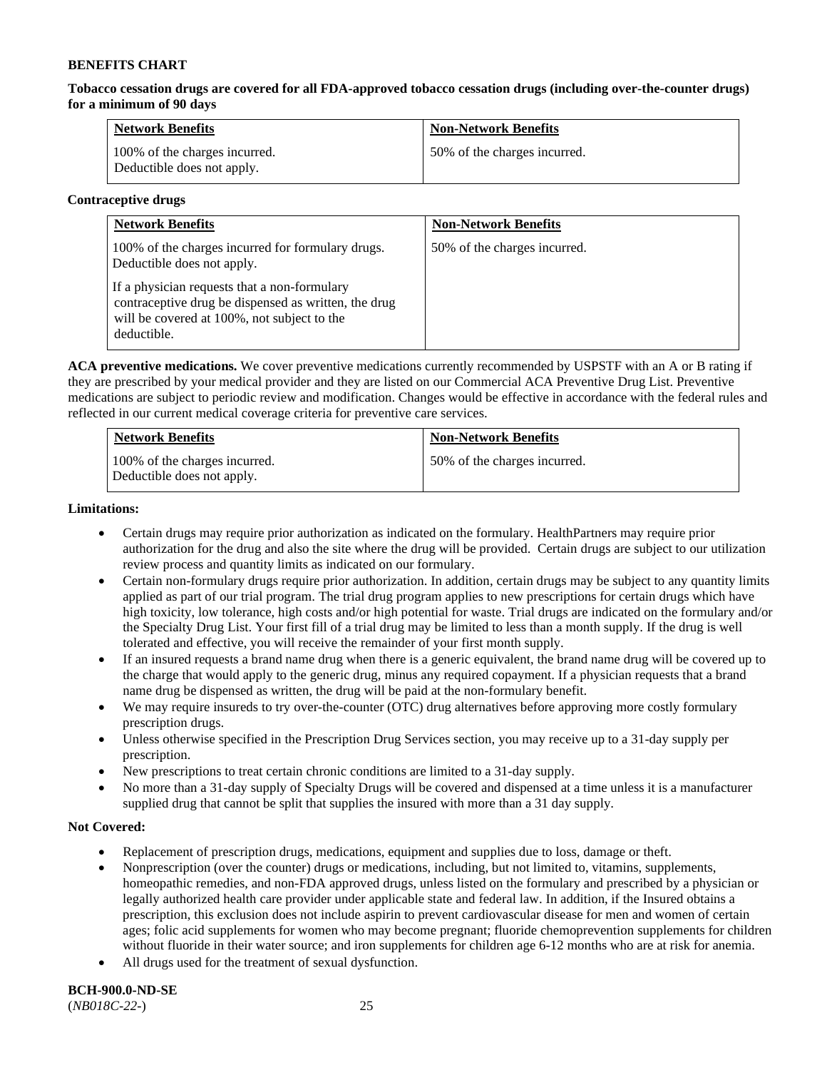**BENEFITS CHART**

**Tobacco cessation drugs are covered for all FDA-approved tobacco cessation drugs (including over-the-counter drugs) for a minimum of 90 days**

| Network Benefits | Non-Network Benefits |
| --- | --- |
| 100% of the charges incurred. Deductible does not apply. | 50% of the charges incurred. |

**Contraceptive drugs**

| Network Benefits | Non-Network Benefits |
| --- | --- |
| 100% of the charges incurred for formulary drugs. Deductible does not apply.<br><br>If a physician requests that a non-formulary contraceptive drug be dispensed as written, the drug will be covered at 100%, not subject to the deductible. | 50% of the charges incurred. |

**ACA preventive medications.** We cover preventive medications currently recommended by USPSTF with an A or B rating if they are prescribed by your medical provider and they are listed on our Commercial ACA Preventive Drug List. Preventive medications are subject to periodic review and modification. Changes would be effective in accordance with the federal rules and reflected in our current medical coverage criteria for preventive care services.

| Network Benefits | Non-Network Benefits |
| --- | --- |
| 100% of the charges incurred. Deductible does not apply. | 50% of the charges incurred. |

**Limitations:**

- Certain drugs may require prior authorization as indicated on the formulary. HealthPartners may require prior authorization for the drug and also the site where the drug will be provided. Certain drugs are subject to our utilization review process and quantity limits as indicated on our formulary.
- Certain non-formulary drugs require prior authorization. In addition, certain drugs may be subject to any quantity limits applied as part of our trial program. The trial drug program applies to new prescriptions for certain drugs which have high toxicity, low tolerance, high costs and/or high potential for waste. Trial drugs are indicated on the formulary and/or the Specialty Drug List. Your first fill of a trial drug may be limited to less than a month supply. If the drug is well tolerated and effective, you will receive the remainder of your first month supply.
- If an insured requests a brand name drug when there is a generic equivalent, the brand name drug will be covered up to the charge that would apply to the generic drug, minus any required copayment. If a physician requests that a brand name drug be dispensed as written, the drug will be paid at the non-formulary benefit.
- We may require insureds to try over-the-counter (OTC) drug alternatives before approving more costly formulary prescription drugs.
- Unless otherwise specified in the Prescription Drug Services section, you may receive up to a 31-day supply per prescription.
- New prescriptions to treat certain chronic conditions are limited to a 31-day supply.
- No more than a 31-day supply of Specialty Drugs will be covered and dispensed at a time unless it is a manufacturer supplied drug that cannot be split that supplies the insured with more than a 31 day supply.

**Not Covered:**

- Replacement of prescription drugs, medications, equipment and supplies due to loss, damage or theft.
- Nonprescription (over the counter) drugs or medications, including, but not limited to, vitamins, supplements, homeopathic remedies, and non-FDA approved drugs, unless listed on the formulary and prescribed by a physician or legally authorized health care provider under applicable state and federal law. In addition, if the Insured obtains a prescription, this exclusion does not include aspirin to prevent cardiovascular disease for men and women of certain ages; folic acid supplements for women who may become pregnant; fluoride chemoprevention supplements for children without fluoride in their water source; and iron supplements for children age 6-12 months who are at risk for anemia.
- All drugs used for the treatment of sexual dysfunction.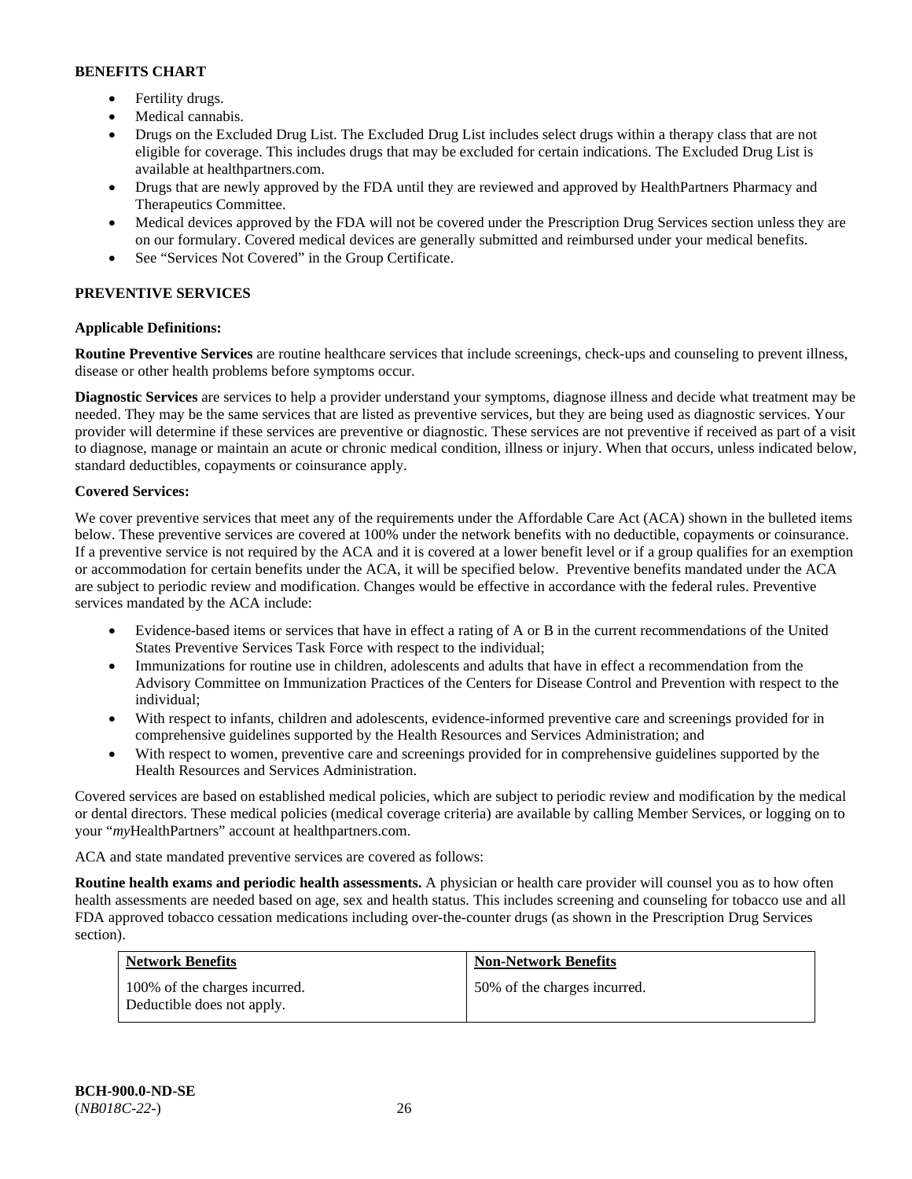**BENEFITS CHART**

- Fertility drugs.
- Medical cannabis.
- Drugs on the Excluded Drug List. The Excluded Drug List includes select drugs within a therapy class that are not eligible for coverage. This includes drugs that may be excluded for certain indications. The Excluded Drug List is available at healthpartners.com.
- Drugs that are newly approved by the FDA until they are reviewed and approved by HealthPartners Pharmacy and Therapeutics Committee.
- Medical devices approved by the FDA will not be covered under the Prescription Drug Services section unless they are on our formulary. Covered medical devices are generally submitted and reimbursed under your medical benefits.
- See "Services Not Covered" in the Group Certificate.

**PREVENTIVE SERVICES**

**Applicable Definitions:**

**Routine Preventive Services** are routine healthcare services that include screenings, check-ups and counseling to prevent illness, disease or other health problems before symptoms occur.

**Diagnostic Services** are services to help a provider understand your symptoms, diagnose illness and decide what treatment may be needed. They may be the same services that are listed as preventive services, but they are being used as diagnostic services. Your provider will determine if these services are preventive or diagnostic. These services are not preventive if received as part of a visit to diagnose, manage or maintain an acute or chronic medical condition, illness or injury. When that occurs, unless indicated below, standard deductibles, copayments or coinsurance apply.

**Covered Services:**

We cover preventive services that meet any of the requirements under the Affordable Care Act (ACA) shown in the bulleted items below. These preventive services are covered at 100% under the network benefits with no deductible, copayments or coinsurance. If a preventive service is not required by the ACA and it is covered at a lower benefit level or if a group qualifies for an exemption or accommodation for certain benefits under the ACA, it will be specified below. Preventive benefits mandated under the ACA are subject to periodic review and modification. Changes would be effective in accordance with the federal rules. Preventive services mandated by the ACA include:

- Evidence-based items or services that have in effect a rating of A or B in the current recommendations of the United States Preventive Services Task Force with respect to the individual;
- Immunizations for routine use in children, adolescents and adults that have in effect a recommendation from the Advisory Committee on Immunization Practices of the Centers for Disease Control and Prevention with respect to the individual;
- With respect to infants, children and adolescents, evidence-informed preventive care and screenings provided for in comprehensive guidelines supported by the Health Resources and Services Administration; and
- With respect to women, preventive care and screenings provided for in comprehensive guidelines supported by the Health Resources and Services Administration.

Covered services are based on established medical policies, which are subject to periodic review and modification by the medical or dental directors. These medical policies (medical coverage criteria) are available by calling Member Services, or logging on to your "*my*HealthPartners" account at healthpartners.com.

ACA and state mandated preventive services are covered as follows:

**Routine health exams and periodic health assessments.** A physician or health care provider will counsel you as to how often health assessments are needed based on age, sex and health status. This includes screening and counseling for tobacco use and all FDA approved tobacco cessation medications including over-the-counter drugs (as shown in the Prescription Drug Services section).

| Network Benefits | Non-Network Benefits |
| --- | --- |
| 100% of the charges incurred.<br>Deductible does not apply. | 50% of the charges incurred. |

**BCH-900.0-ND-SE**
(*NB018C-22-*)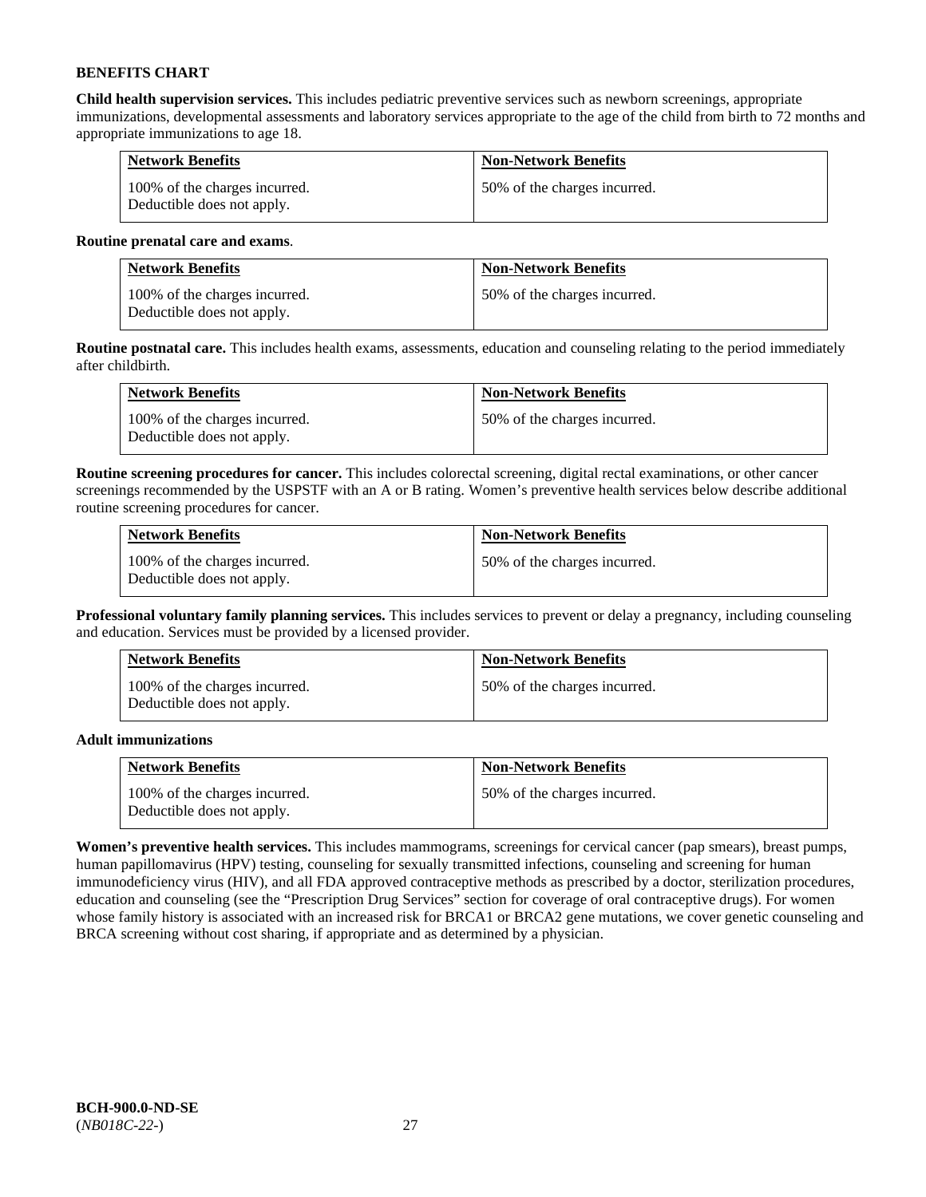**BENEFITS CHART**

**Child health supervision services.** This includes pediatric preventive services such as newborn screenings, appropriate immunizations, developmental assessments and laboratory services appropriate to the age of the child from birth to 72 months and appropriate immunizations to age 18.

| Network Benefits | Non-Network Benefits |
| --- | --- |
| 100% of the charges incurred. Deductible does not apply. | 50% of the charges incurred. |

**Routine prenatal care and exams**.

| Network Benefits | Non-Network Benefits |
| --- | --- |
| 100% of the charges incurred. Deductible does not apply. | 50% of the charges incurred. |

**Routine postnatal care.** This includes health exams, assessments, education and counseling relating to the period immediately after childbirth.

| Network Benefits | Non-Network Benefits |
| --- | --- |
| 100% of the charges incurred. Deductible does not apply. | 50% of the charges incurred. |

**Routine screening procedures for cancer.** This includes colorectal screening, digital rectal examinations, or other cancer screenings recommended by the USPSTF with an A or B rating. Women's preventive health services below describe additional routine screening procedures for cancer.

| Network Benefits | Non-Network Benefits |
| --- | --- |
| 100% of the charges incurred. Deductible does not apply. | 50% of the charges incurred. |

**Professional voluntary family planning services.** This includes services to prevent or delay a pregnancy, including counseling and education. Services must be provided by a licensed provider.

| Network Benefits | Non-Network Benefits |
| --- | --- |
| 100% of the charges incurred. Deductible does not apply. | 50% of the charges incurred. |

**Adult immunizations**

| Network Benefits | Non-Network Benefits |
| --- | --- |
| 100% of the charges incurred. Deductible does not apply. | 50% of the charges incurred. |

**Women's preventive health services.** This includes mammograms, screenings for cervical cancer (pap smears), breast pumps, human papillomavirus (HPV) testing, counseling for sexually transmitted infections, counseling and screening for human immunodeficiency virus (HIV), and all FDA approved contraceptive methods as prescribed by a doctor, sterilization procedures, education and counseling (see the "Prescription Drug Services" section for coverage of oral contraceptive drugs). For women whose family history is associated with an increased risk for BRCA1 or BRCA2 gene mutations, we cover genetic counseling and BRCA screening without cost sharing, if appropriate and as determined by a physician.

**BCH-900.0-ND-SE**
(*NB018C-22-*)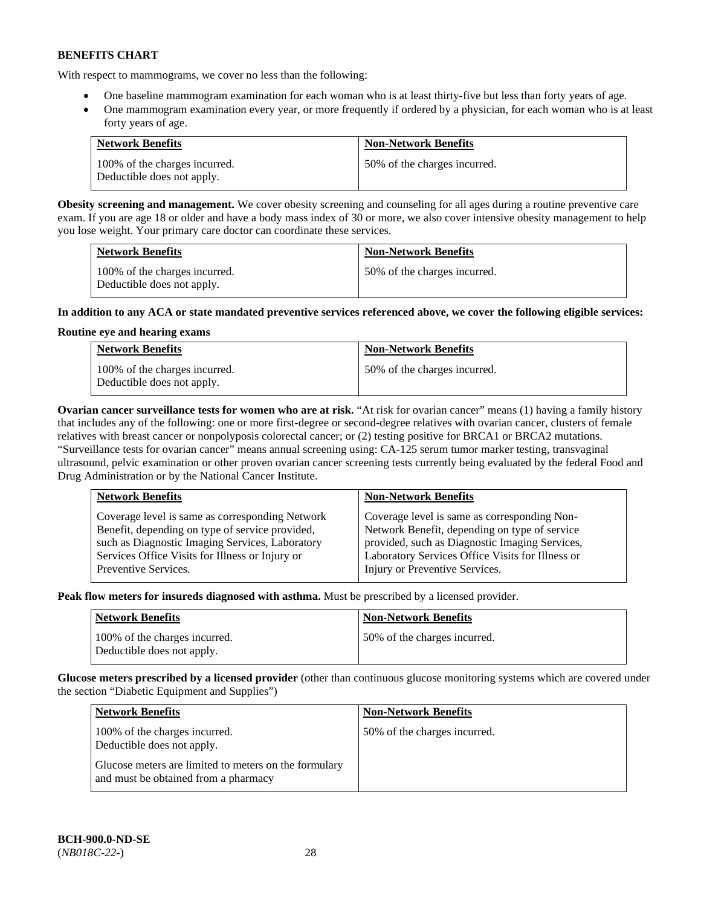**BENEFITS CHART**

With respect to mammograms, we cover no less than the following:

- One baseline mammogram examination for each woman who is at least thirty-five but less than forty years of age.
- One mammogram examination every year, or more frequently if ordered by a physician, for each woman who is at least forty years of age.

| Network Benefits | Non-Network Benefits |
|---|---|
| 100% of the charges incurred. Deductible does not apply. | 50% of the charges incurred. |

**Obesity screening and management.** We cover obesity screening and counseling for all ages during a routine preventive care exam. If you are age 18 or older and have a body mass index of 30 or more, we also cover intensive obesity management to help you lose weight. Your primary care doctor can coordinate these services.

| Network Benefits | Non-Network Benefits |
|---|---|
| 100% of the charges incurred. Deductible does not apply. | 50% of the charges incurred. |

**In addition to any ACA or state mandated preventive services referenced above, we cover the following eligible services:**

**Routine eye and hearing exams**

| Network Benefits | Non-Network Benefits |
|---|---|
| 100% of the charges incurred. Deductible does not apply. | 50% of the charges incurred. |

**Ovarian cancer surveillance tests for women who are at risk.** "At risk for ovarian cancer" means (1) having a family history that includes any of the following: one or more first-degree or second-degree relatives with ovarian cancer, clusters of female relatives with breast cancer or nonpolyposis colorectal cancer; or (2) testing positive for BRCA1 or BRCA2 mutations. "Surveillance tests for ovarian cancer" means annual screening using: CA-125 serum tumor marker testing, transvaginal ultrasound, pelvic examination or other proven ovarian cancer screening tests currently being evaluated by the federal Food and Drug Administration or by the National Cancer Institute.

| Network Benefits | Non-Network Benefits |
|---|---|
| Coverage level is same as corresponding Network Benefit, depending on type of service provided, such as Diagnostic Imaging Services, Laboratory Services Office Visits for Illness or Injury or Preventive Services. | Coverage level is same as corresponding Non-Network Benefit, depending on type of service provided, such as Diagnostic Imaging Services, Laboratory Services Office Visits for Illness or Injury or Preventive Services. |

**Peak flow meters for insureds diagnosed with asthma.** Must be prescribed by a licensed provider.

| Network Benefits | Non-Network Benefits |
|---|---|
| 100% of the charges incurred. Deductible does not apply. | 50% of the charges incurred. |

**Glucose meters prescribed by a licensed provider** (other than continuous glucose monitoring systems which are covered under the section "Diabetic Equipment and Supplies")

| Network Benefits | Non-Network Benefits |
|---|---|
| 100% of the charges incurred. Deductible does not apply.<br><br>Glucose meters are limited to meters on the formulary and must be obtained from a pharmacy | 50% of the charges incurred. |

**BCH-900.0-ND-SE**
(*NB018C-22-*)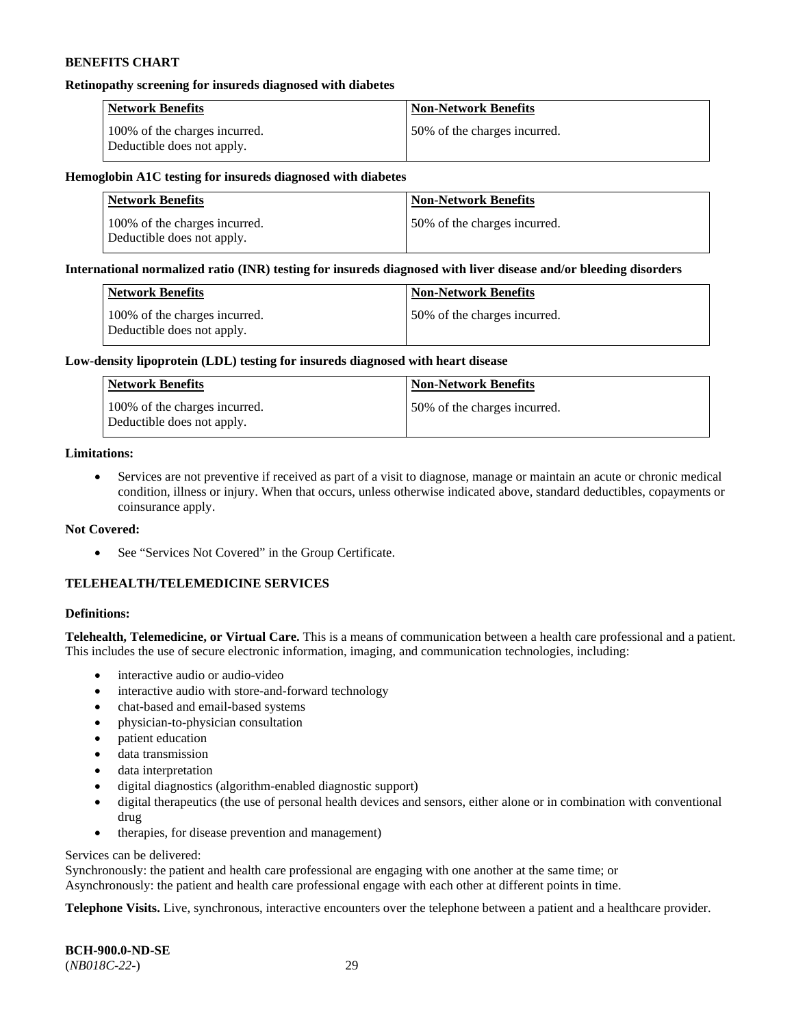**BENEFITS CHART**

**Retinopathy screening for insureds diagnosed with diabetes**

| Network Benefits | Non-Network Benefits |
| --- | --- |
| 100% of the charges incurred. Deductible does not apply. | 50% of the charges incurred. |

**Hemoglobin A1C testing for insureds diagnosed with diabetes**

| Network Benefits | Non-Network Benefits |
| --- | --- |
| 100% of the charges incurred. Deductible does not apply. | 50% of the charges incurred. |

**International normalized ratio (INR) testing for insureds diagnosed with liver disease and/or bleeding disorders**

| Network Benefits | Non-Network Benefits |
| --- | --- |
| 100% of the charges incurred. Deductible does not apply. | 50% of the charges incurred. |

**Low-density lipoprotein (LDL) testing for insureds diagnosed with heart disease**

| Network Benefits | Non-Network Benefits |
| --- | --- |
| 100% of the charges incurred. Deductible does not apply. | 50% of the charges incurred. |

**Limitations:**

- Services are not preventive if received as part of a visit to diagnose, manage or maintain an acute or chronic medical condition, illness or injury. When that occurs, unless otherwise indicated above, standard deductibles, copayments or coinsurance apply.

**Not Covered:**

- See "Services Not Covered" in the Group Certificate.

**TELEHEALTH/TELEMEDICINE SERVICES**

**Definitions:**

**Telehealth, Telemedicine, or Virtual Care.** This is a means of communication between a health care professional and a patient. This includes the use of secure electronic information, imaging, and communication technologies, including:

- interactive audio or audio-video
- interactive audio with store-and-forward technology
- chat-based and email-based systems
- physician-to-physician consultation
- patient education
- data transmission
- data interpretation
- digital diagnostics (algorithm-enabled diagnostic support)
- digital therapeutics (the use of personal health devices and sensors, either alone or in combination with conventional drug
- therapies, for disease prevention and management)

Services can be delivered:
Synchronously: the patient and health care professional are engaging with one another at the same time; or
Asynchronously: the patient and health care professional engage with each other at different points in time.

**Telephone Visits.** Live, synchronous, interactive encounters over the telephone between a patient and a healthcare provider.

**BCH-900.0-ND-SE**
(*NB018C-22-*)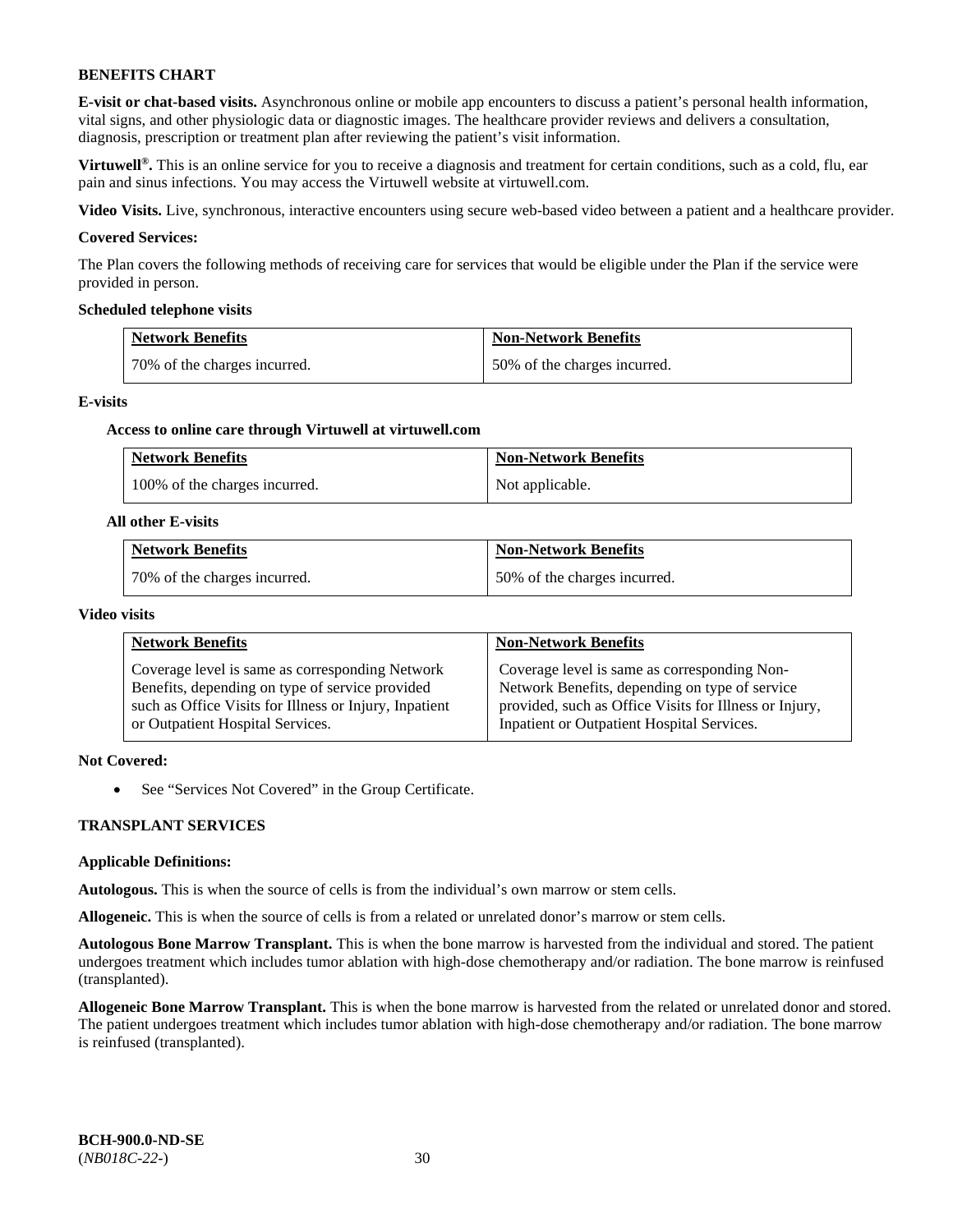**BENEFITS CHART**

**E-visit or chat-based visits.** Asynchronous online or mobile app encounters to discuss a patient's personal health information, vital signs, and other physiologic data or diagnostic images. The healthcare provider reviews and delivers a consultation, diagnosis, prescription or treatment plan after reviewing the patient's visit information.

**Virtuwell®.** This is an online service for you to receive a diagnosis and treatment for certain conditions, such as a cold, flu, ear pain and sinus infections. You may access the Virtuwell website at virtuwell.com.

**Video Visits.** Live, synchronous, interactive encounters using secure web-based video between a patient and a healthcare provider.

**Covered Services:**

The Plan covers the following methods of receiving care for services that would be eligible under the Plan if the service were provided in person.

**Scheduled telephone visits**

| Network Benefits | Non-Network Benefits |
|---|---|
| 70% of the charges incurred. | 50% of the charges incurred. |

**E-visits**

**Access to online care through Virtuwell at virtuwell.com**

| Network Benefits | Non-Network Benefits |
|---|---|
| 100% of the charges incurred. | Not applicable. |

**All other E-visits**

| Network Benefits | Non-Network Benefits |
|---|---|
| 70% of the charges incurred. | 50% of the charges incurred. |

**Video visits**

| Network Benefits | Non-Network Benefits |
|---|---|
| Coverage level is same as corresponding Network Benefits, depending on type of service provided such as Office Visits for Illness or Injury, Inpatient or Outpatient Hospital Services. | Coverage level is same as corresponding Non-Network Benefits, depending on type of service provided, such as Office Visits for Illness or Injury, Inpatient or Outpatient Hospital Services. |

**Not Covered:**

- See "Services Not Covered" in the Group Certificate.

**TRANSPLANT SERVICES**

**Applicable Definitions:**

**Autologous.** This is when the source of cells is from the individual's own marrow or stem cells.

**Allogeneic.** This is when the source of cells is from a related or unrelated donor's marrow or stem cells.

**Autologous Bone Marrow Transplant.** This is when the bone marrow is harvested from the individual and stored. The patient undergoes treatment which includes tumor ablation with high-dose chemotherapy and/or radiation. The bone marrow is reinfused (transplanted).

**Allogeneic Bone Marrow Transplant.** This is when the bone marrow is harvested from the related or unrelated donor and stored. The patient undergoes treatment which includes tumor ablation with high-dose chemotherapy and/or radiation. The bone marrow is reinfused (transplanted).

**BCH-900.0-ND-SE**
(*NB018C-22-*)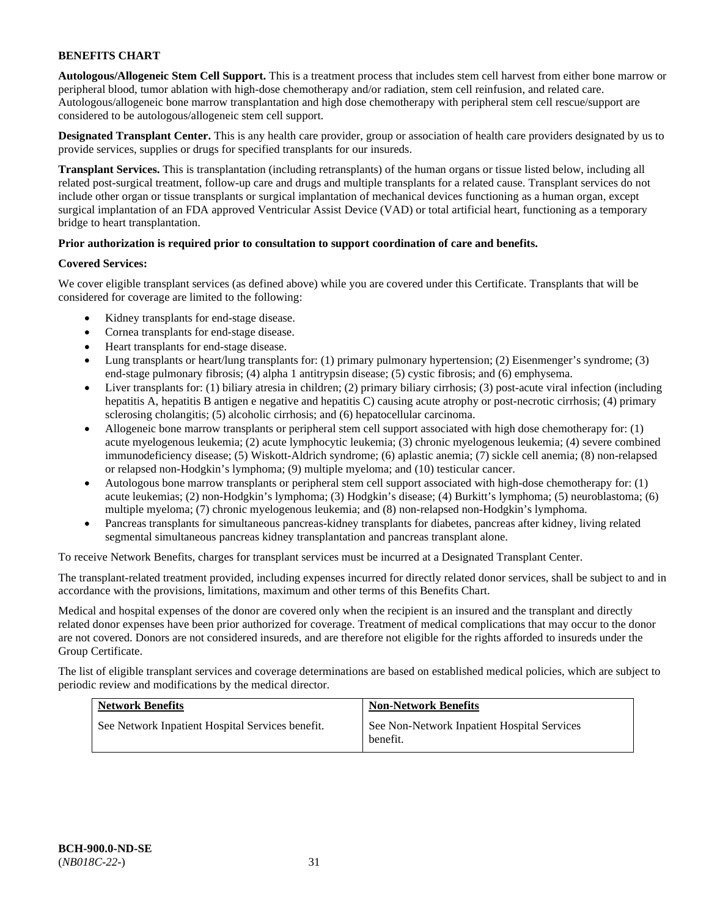**BENEFITS CHART**

**Autologous/Allogeneic Stem Cell Support.** This is a treatment process that includes stem cell harvest from either bone marrow or peripheral blood, tumor ablation with high-dose chemotherapy and/or radiation, stem cell reinfusion, and related care. Autologous/allogeneic bone marrow transplantation and high dose chemotherapy with peripheral stem cell rescue/support are considered to be autologous/allogeneic stem cell support.

**Designated Transplant Center.** This is any health care provider, group or association of health care providers designated by us to provide services, supplies or drugs for specified transplants for our insureds.

**Transplant Services.** This is transplantation (including retransplants) of the human organs or tissue listed below, including all related post-surgical treatment, follow-up care and drugs and multiple transplants for a related cause. Transplant services do not include other organ or tissue transplants or surgical implantation of mechanical devices functioning as a human organ, except surgical implantation of an FDA approved Ventricular Assist Device (VAD) or total artificial heart, functioning as a temporary bridge to heart transplantation.

**Prior authorization is required prior to consultation to support coordination of care and benefits.**

**Covered Services:**

We cover eligible transplant services (as defined above) while you are covered under this Certificate. Transplants that will be considered for coverage are limited to the following:

- Kidney transplants for end-stage disease.
- Cornea transplants for end-stage disease.
- Heart transplants for end-stage disease.
- Lung transplants or heart/lung transplants for: (1) primary pulmonary hypertension; (2) Eisenmenger's syndrome; (3) end-stage pulmonary fibrosis; (4) alpha 1 antitrypsin disease; (5) cystic fibrosis; and (6) emphysema.
- Liver transplants for: (1) biliary atresia in children; (2) primary biliary cirrhosis; (3) post-acute viral infection (including hepatitis A, hepatitis B antigen e negative and hepatitis C) causing acute atrophy or post-necrotic cirrhosis; (4) primary sclerosing cholangitis; (5) alcoholic cirrhosis; and (6) hepatocellular carcinoma.
- Allogeneic bone marrow transplants or peripheral stem cell support associated with high dose chemotherapy for: (1) acute myelogenous leukemia; (2) acute lymphocytic leukemia; (3) chronic myelogenous leukemia; (4) severe combined immunodeficiency disease; (5) Wiskott-Aldrich syndrome; (6) aplastic anemia; (7) sickle cell anemia; (8) non-relapsed or relapsed non-Hodgkin's lymphoma; (9) multiple myeloma; and (10) testicular cancer.
- Autologous bone marrow transplants or peripheral stem cell support associated with high-dose chemotherapy for: (1) acute leukemias; (2) non-Hodgkin's lymphoma; (3) Hodgkin's disease; (4) Burkitt's lymphoma; (5) neuroblastoma; (6) multiple myeloma; (7) chronic myelogenous leukemia; and (8) non-relapsed non-Hodgkin's lymphoma.
- Pancreas transplants for simultaneous pancreas-kidney transplants for diabetes, pancreas after kidney, living related segmental simultaneous pancreas kidney transplantation and pancreas transplant alone.

To receive Network Benefits, charges for transplant services must be incurred at a Designated Transplant Center.

The transplant-related treatment provided, including expenses incurred for directly related donor services, shall be subject to and in accordance with the provisions, limitations, maximum and other terms of this Benefits Chart.

Medical and hospital expenses of the donor are covered only when the recipient is an insured and the transplant and directly related donor expenses have been prior authorized for coverage. Treatment of medical complications that may occur to the donor are not covered. Donors are not considered insureds, and are therefore not eligible for the rights afforded to insureds under the Group Certificate.

The list of eligible transplant services and coverage determinations are based on established medical policies, which are subject to periodic review and modifications by the medical director.

| Network Benefits | Non-Network Benefits |
|---|---|
| See Network Inpatient Hospital Services benefit. | See Non-Network Inpatient Hospital Services benefit. |

**BCH-900.0-ND-SE**
(*NB018C-22-*)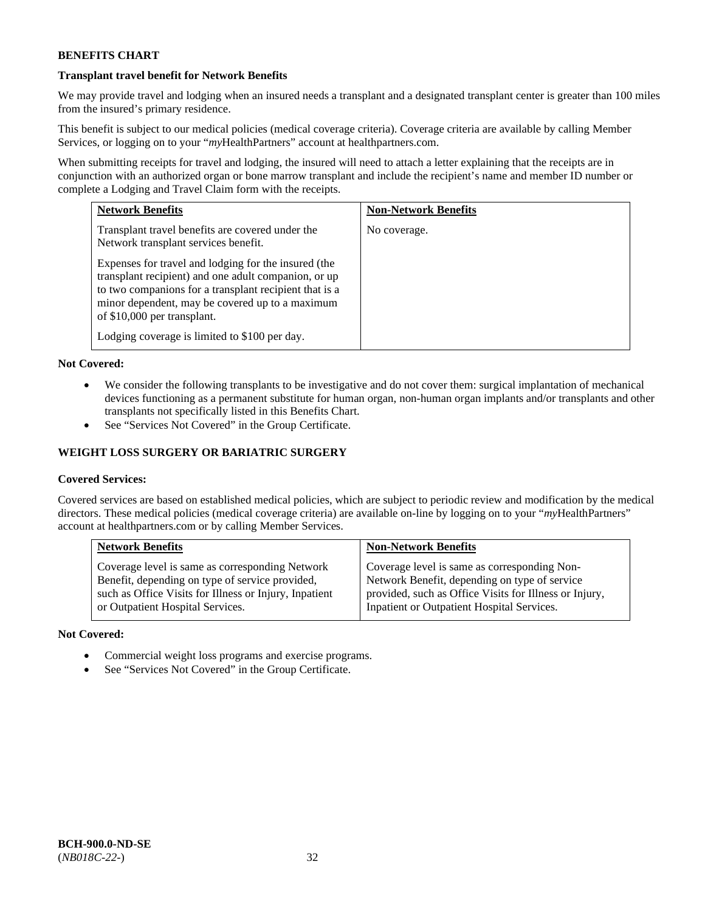**BENEFITS CHART**

**Transplant travel benefit for Network Benefits**

We may provide travel and lodging when an insured needs a transplant and a designated transplant center is greater than 100 miles from the insured's primary residence.

This benefit is subject to our medical policies (medical coverage criteria). Coverage criteria are available by calling Member Services, or logging on to your "*my*HealthPartners" account at healthpartners.com.

When submitting receipts for travel and lodging, the insured will need to attach a letter explaining that the receipts are in conjunction with an authorized organ or bone marrow transplant and include the recipient's name and member ID number or complete a Lodging and Travel Claim form with the receipts.

| Network Benefits | Non-Network Benefits |
|---|---|
| Transplant travel benefits are covered under the Network transplant services benefit.<br><br>Expenses for travel and lodging for the insured (the transplant recipient) and one adult companion, or up to two companions for a transplant recipient that is a minor dependent, may be covered up to a maximum of $10,000 per transplant.<br><br>Lodging coverage is limited to $100 per day. | No coverage. |

**Not Covered:**

- We consider the following transplants to be investigative and do not cover them: surgical implantation of mechanical devices functioning as a permanent substitute for human organ, non-human organ implants and/or transplants and other transplants not specifically listed in this Benefits Chart.
- See "Services Not Covered" in the Group Certificate.

**WEIGHT LOSS SURGERY OR BARIATRIC SURGERY**

**Covered Services:**

Covered services are based on established medical policies, which are subject to periodic review and modification by the medical directors. These medical policies (medical coverage criteria) are available on-line by logging on to your "*my*HealthPartners" account at healthpartners.com or by calling Member Services.

| Network Benefits | Non-Network Benefits |
|---|---|
| Coverage level is same as corresponding Network Benefit, depending on type of service provided, such as Office Visits for Illness or Injury, Inpatient or Outpatient Hospital Services. | Coverage level is same as corresponding Non-Network Benefit, depending on type of service provided, such as Office Visits for Illness or Injury, Inpatient or Outpatient Hospital Services. |

**Not Covered:**

- Commercial weight loss programs and exercise programs.
- See "Services Not Covered" in the Group Certificate.

**BCH-900.0-ND-SE**
(*NB018C-22-*)